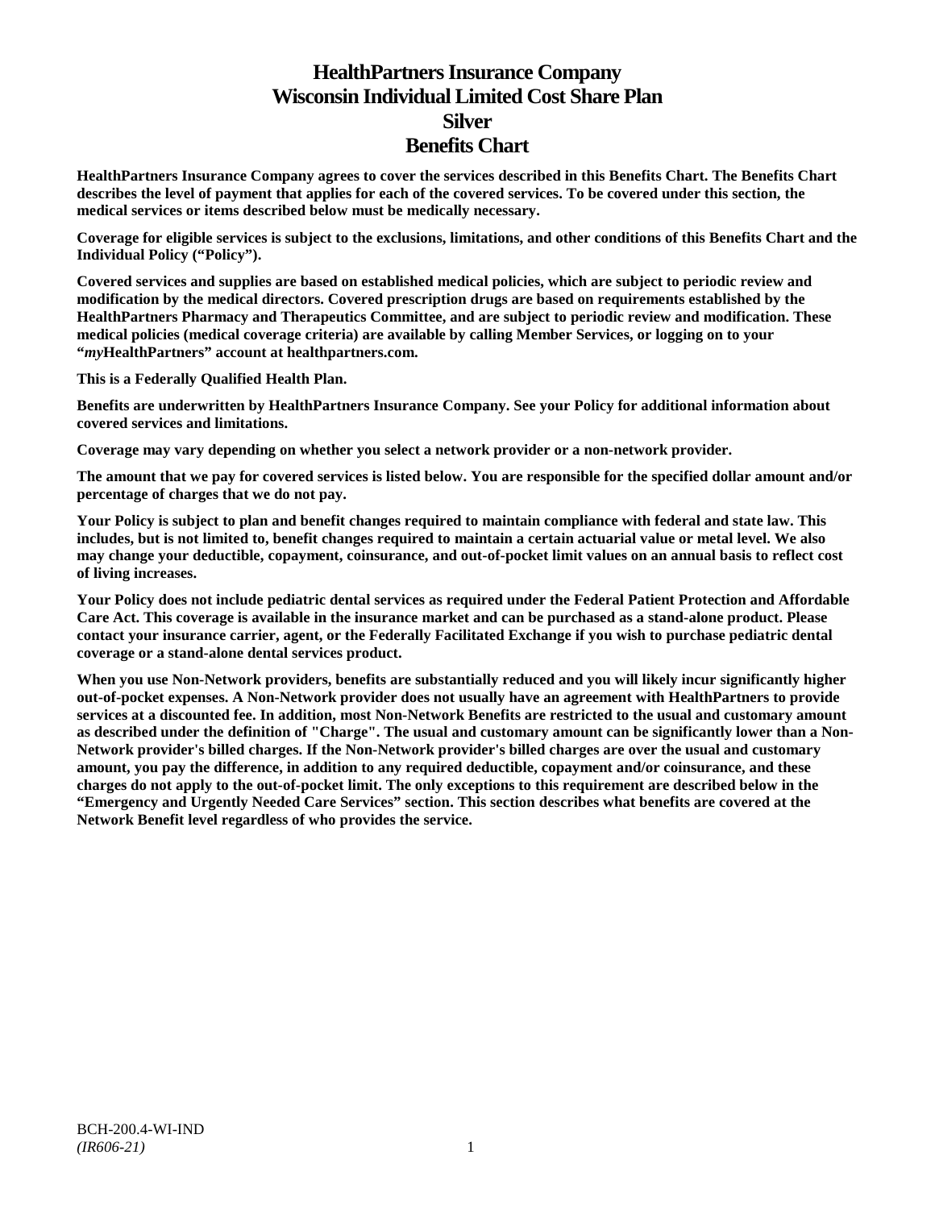# HealthPartners Insurance Company
# Wisconsin Individual Limited Cost Share Plan
# Silver
# Benefits Chart

**HealthPartners Insurance Company agrees to cover the services described in this Benefits Chart. The Benefits Chart describes the level of payment that applies for each of the covered services. To be covered under this section, the medical services or items described below must be medically necessary.**

**Coverage for eligible services is subject to the exclusions, limitations, and other conditions of this Benefits Chart and the Individual Policy ("Policy").**

**Covered services and supplies are based on established medical policies, which are subject to periodic review and modification by the medical directors. Covered prescription drugs are based on requirements established by the HealthPartners Pharmacy and Therapeutics Committee, and are subject to periodic review and modification. These medical policies (medical coverage criteria) are available by calling Member Services, or logging on to your "*my*HealthPartners" account at healthpartners.com.**

**This is a Federally Qualified Health Plan.**

**Benefits are underwritten by HealthPartners Insurance Company. See your Policy for additional information about covered services and limitations.**

**Coverage may vary depending on whether you select a network provider or a non-network provider.**

**The amount that we pay for covered services is listed below. You are responsible for the specified dollar amount and/or percentage of charges that we do not pay.**

**Your Policy is subject to plan and benefit changes required to maintain compliance with federal and state law. This includes, but is not limited to, benefit changes required to maintain a certain actuarial value or metal level. We also may change your deductible, copayment, coinsurance, and out-of-pocket limit values on an annual basis to reflect cost of living increases.**

**Your Policy does not include pediatric dental services as required under the Federal Patient Protection and Affordable Care Act. This coverage is available in the insurance market and can be purchased as a stand-alone product. Please contact your insurance carrier, agent, or the Federally Facilitated Exchange if you wish to purchase pediatric dental coverage or a stand-alone dental services product.**

**When you use Non-Network providers, benefits are substantially reduced and you will likely incur significantly higher out-of-pocket expenses. A Non-Network provider does not usually have an agreement with HealthPartners to provide services at a discounted fee. In addition, most Non-Network Benefits are restricted to the usual and customary amount as described under the definition of "Charge". The usual and customary amount can be significantly lower than a Non-Network provider's billed charges. If the Non-Network provider's billed charges are over the usual and customary amount, you pay the difference, in addition to any required deductible, copayment and/or coinsurance, and these charges do not apply to the out-of-pocket limit. The only exceptions to this requirement are described below in the "Emergency and Urgently Needed Care Services" section. This section describes what benefits are covered at the Network Benefit level regardless of who provides the service.**

BCH-200.4-WI-IND
*(IR606-21)*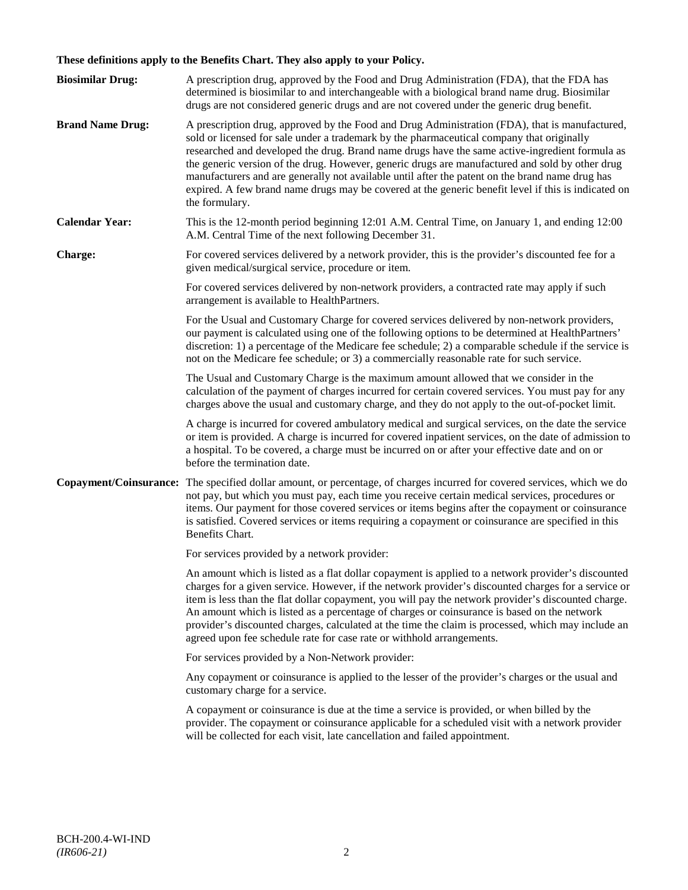**These definitions apply to the Benefits Chart. They also apply to your Policy.**

**Biosimilar Drug:** A prescription drug, approved by the Food and Drug Administration (FDA), that the FDA has determined is biosimilar to and interchangeable with a biological brand name drug. Biosimilar drugs are not considered generic drugs and are not covered under the generic drug benefit.

**Brand Name Drug:** A prescription drug, approved by the Food and Drug Administration (FDA), that is manufactured, sold or licensed for sale under a trademark by the pharmaceutical company that originally researched and developed the drug. Brand name drugs have the same active-ingredient formula as the generic version of the drug. However, generic drugs are manufactured and sold by other drug manufacturers and are generally not available until after the patent on the brand name drug has expired. A few brand name drugs may be covered at the generic benefit level if this is indicated on the formulary.

**Calendar Year:** This is the 12-month period beginning 12:01 A.M. Central Time, on January 1, and ending 12:00 A.M. Central Time of the next following December 31.

**Charge:** For covered services delivered by a network provider, this is the provider's discounted fee for a given medical/surgical service, procedure or item.

For covered services delivered by non-network providers, a contracted rate may apply if such arrangement is available to HealthPartners.

For the Usual and Customary Charge for covered services delivered by non-network providers, our payment is calculated using one of the following options to be determined at HealthPartners' discretion: 1) a percentage of the Medicare fee schedule; 2) a comparable schedule if the service is not on the Medicare fee schedule; or 3) a commercially reasonable rate for such service.

The Usual and Customary Charge is the maximum amount allowed that we consider in the calculation of the payment of charges incurred for certain covered services. You must pay for any charges above the usual and customary charge, and they do not apply to the out-of-pocket limit.

A charge is incurred for covered ambulatory medical and surgical services, on the date the service or item is provided. A charge is incurred for covered inpatient services, on the date of admission to a hospital. To be covered, a charge must be incurred on or after your effective date and on or before the termination date.

**Copayment/Coinsurance:** The specified dollar amount, or percentage, of charges incurred for covered services, which we do not pay, but which you must pay, each time you receive certain medical services, procedures or items. Our payment for those covered services or items begins after the copayment or coinsurance is satisfied. Covered services or items requiring a copayment or coinsurance are specified in this Benefits Chart.

For services provided by a network provider:

An amount which is listed as a flat dollar copayment is applied to a network provider's discounted charges for a given service. However, if the network provider's discounted charges for a service or item is less than the flat dollar copayment, you will pay the network provider's discounted charge. An amount which is listed as a percentage of charges or coinsurance is based on the network provider's discounted charges, calculated at the time the claim is processed, which may include an agreed upon fee schedule rate for case rate or withhold arrangements.

For services provided by a Non-Network provider:

Any copayment or coinsurance is applied to the lesser of the provider's charges or the usual and customary charge for a service.

A copayment or coinsurance is due at the time a service is provided, or when billed by the provider. The copayment or coinsurance applicable for a scheduled visit with a network provider will be collected for each visit, late cancellation and failed appointment.

BCH-200.4-WI-IND
*(IR606-21)*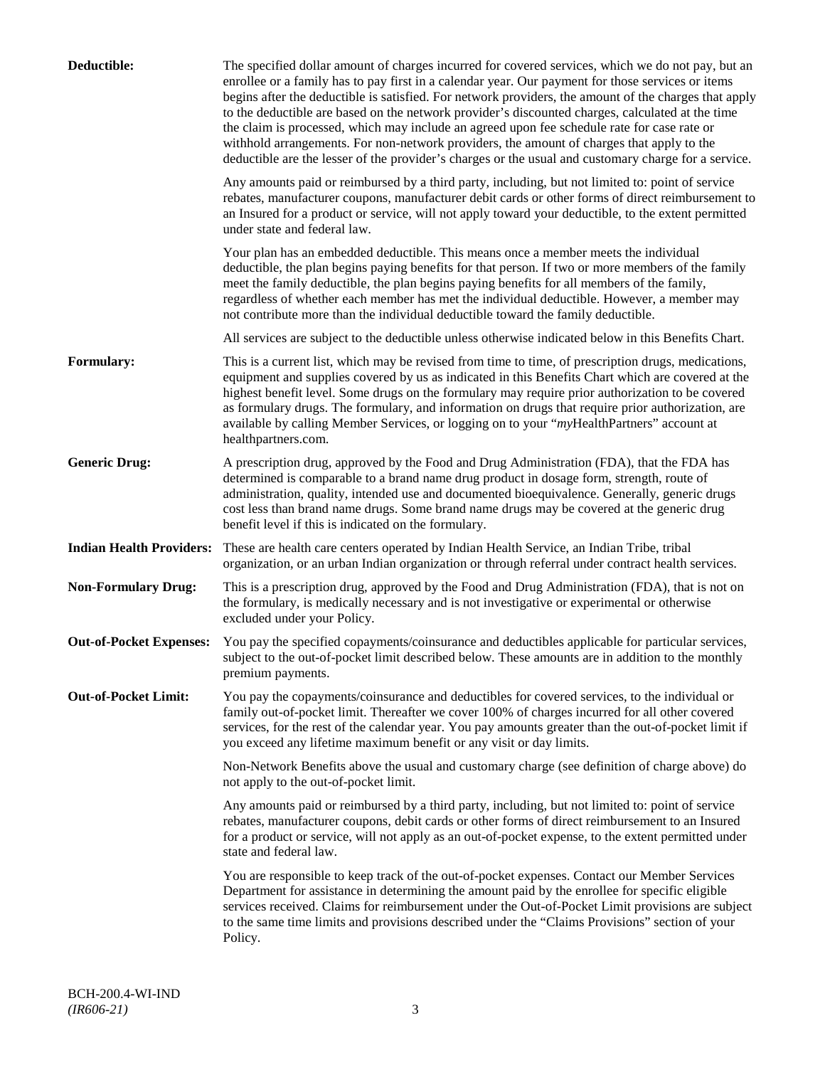**Deductible:** The specified dollar amount of charges incurred for covered services, which we do not pay, but an enrollee or a family has to pay first in a calendar year. Our payment for those services or items begins after the deductible is satisfied. For network providers, the amount of the charges that apply to the deductible are based on the network provider's discounted charges, calculated at the time the claim is processed, which may include an agreed upon fee schedule rate for case rate or withhold arrangements. For non-network providers, the amount of charges that apply to the deductible are the lesser of the provider's charges or the usual and customary charge for a service.

Any amounts paid or reimbursed by a third party, including, but not limited to: point of service rebates, manufacturer coupons, manufacturer debit cards or other forms of direct reimbursement to an Insured for a product or service, will not apply toward your deductible, to the extent permitted under state and federal law.

Your plan has an embedded deductible. This means once a member meets the individual deductible, the plan begins paying benefits for that person. If two or more members of the family meet the family deductible, the plan begins paying benefits for all members of the family, regardless of whether each member has met the individual deductible. However, a member may not contribute more than the individual deductible toward the family deductible.

All services are subject to the deductible unless otherwise indicated below in this Benefits Chart.

**Formulary:** This is a current list, which may be revised from time to time, of prescription drugs, medications, equipment and supplies covered by us as indicated in this Benefits Chart which are covered at the highest benefit level. Some drugs on the formulary may require prior authorization to be covered as formulary drugs. The formulary, and information on drugs that require prior authorization, are available by calling Member Services, or logging on to your "*my*HealthPartners" account at healthpartners.com.

**Generic Drug:** A prescription drug, approved by the Food and Drug Administration (FDA), that the FDA has determined is comparable to a brand name drug product in dosage form, strength, route of administration, quality, intended use and documented bioequivalence. Generally, generic drugs cost less than brand name drugs. Some brand name drugs may be covered at the generic drug benefit level if this is indicated on the formulary.

**Indian Health Providers:** These are health care centers operated by Indian Health Service, an Indian Tribe, tribal organization, or an urban Indian organization or through referral under contract health services.

**Non-Formulary Drug:** This is a prescription drug, approved by the Food and Drug Administration (FDA), that is not on the formulary, is medically necessary and is not investigative or experimental or otherwise excluded under your Policy.

**Out-of-Pocket Expenses:** You pay the specified copayments/coinsurance and deductibles applicable for particular services, subject to the out-of-pocket limit described below. These amounts are in addition to the monthly premium payments.

**Out-of-Pocket Limit:** You pay the copayments/coinsurance and deductibles for covered services, to the individual or family out-of-pocket limit. Thereafter we cover 100% of charges incurred for all other covered services, for the rest of the calendar year. You pay amounts greater than the out-of-pocket limit if you exceed any lifetime maximum benefit or any visit or day limits.

Non-Network Benefits above the usual and customary charge (see definition of charge above) do not apply to the out-of-pocket limit.

Any amounts paid or reimbursed by a third party, including, but not limited to: point of service rebates, manufacturer coupons, debit cards or other forms of direct reimbursement to an Insured for a product or service, will not apply as an out-of-pocket expense, to the extent permitted under state and federal law.

You are responsible to keep track of the out-of-pocket expenses. Contact our Member Services Department for assistance in determining the amount paid by the enrollee for specific eligible services received. Claims for reimbursement under the Out-of-Pocket Limit provisions are subject to the same time limits and provisions described under the "Claims Provisions" section of your Policy.

BCH-200.4-WI-IND
*(IR606-21)*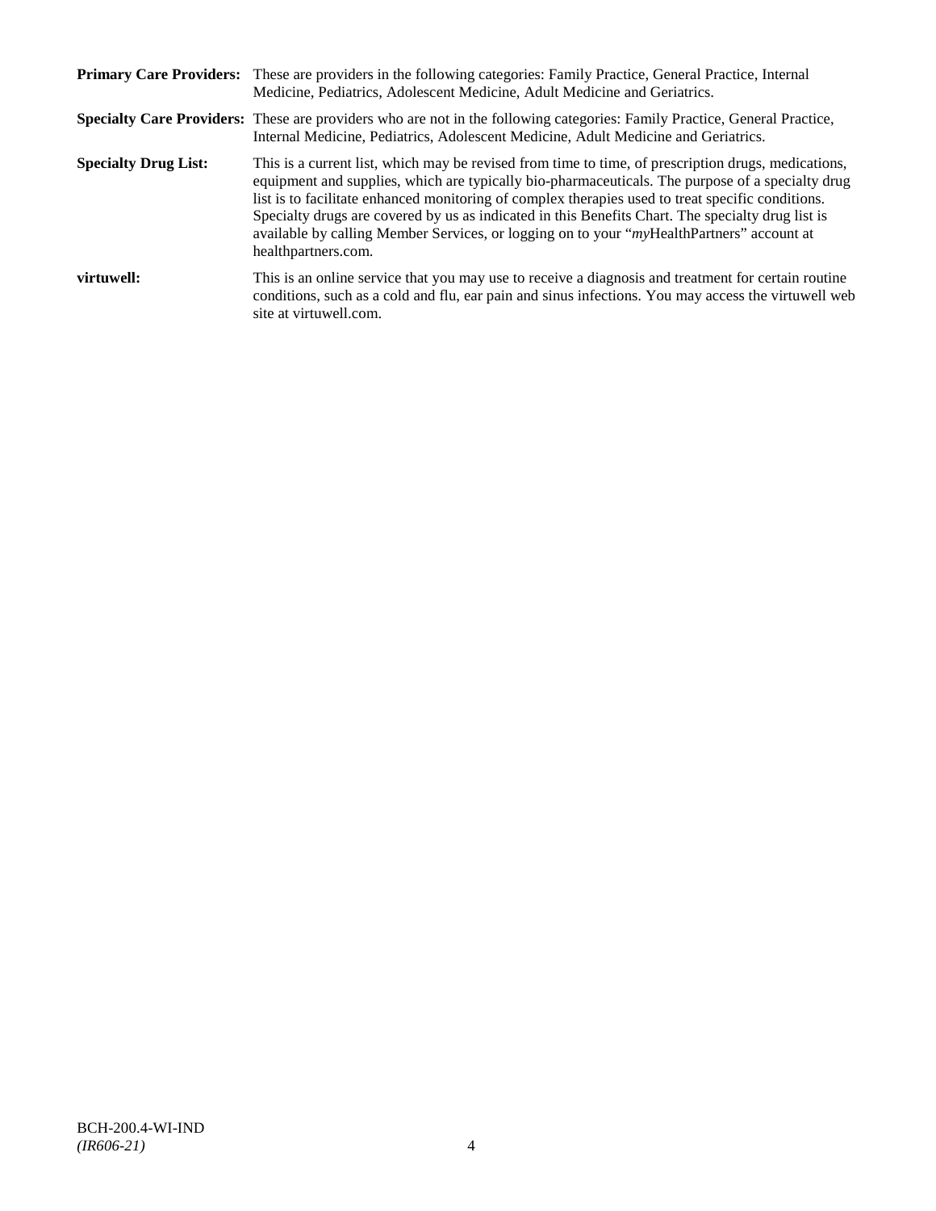**Primary Care Providers:** These are providers in the following categories: Family Practice, General Practice, Internal Medicine, Pediatrics, Adolescent Medicine, Adult Medicine and Geriatrics.

**Specialty Care Providers:** These are providers who are not in the following categories: Family Practice, General Practice, Internal Medicine, Pediatrics, Adolescent Medicine, Adult Medicine and Geriatrics.

**Specialty Drug List:** This is a current list, which may be revised from time to time, of prescription drugs, medications, equipment and supplies, which are typically bio-pharmaceuticals. The purpose of a specialty drug list is to facilitate enhanced monitoring of complex therapies used to treat specific conditions. Specialty drugs are covered by us as indicated in this Benefits Chart. The specialty drug list is available by calling Member Services, or logging on to your "*my*HealthPartners" account at healthpartners.com.

**virtuwell:** This is an online service that you may use to receive a diagnosis and treatment for certain routine conditions, such as a cold and flu, ear pain and sinus infections. You may access the virtuwell web site at virtuwell.com.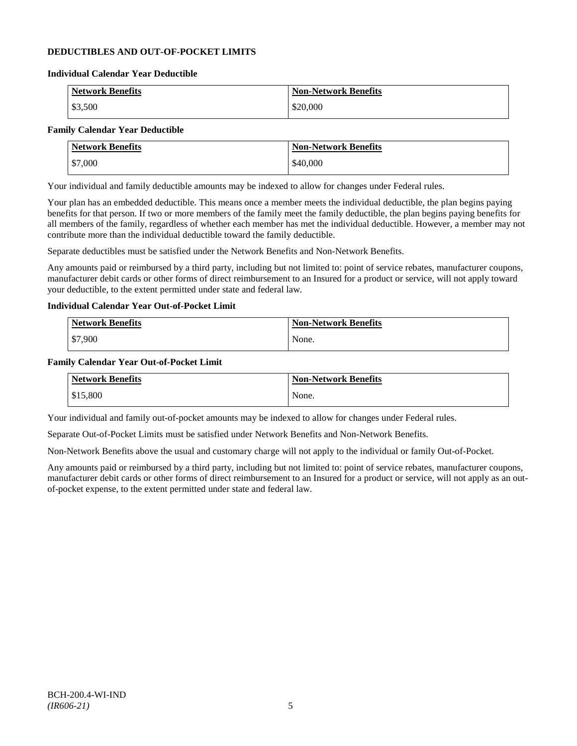## DEDUCTIBLES AND OUT-OF-POCKET LIMITS

### Individual Calendar Year Deductible

| Network Benefits | Non-Network Benefits |
|---|---|
| $3,500 | $20,000 |

### Family Calendar Year Deductible

| Network Benefits | Non-Network Benefits |
|---|---|
| $7,000 | $40,000 |

Your individual and family deductible amounts may be indexed to allow for changes under Federal rules.

Your plan has an embedded deductible. This means once a member meets the individual deductible, the plan begins paying benefits for that person. If two or more members of the family meet the family deductible, the plan begins paying benefits for all members of the family, regardless of whether each member has met the individual deductible. However, a member may not contribute more than the individual deductible toward the family deductible.

Separate deductibles must be satisfied under the Network Benefits and Non-Network Benefits.

Any amounts paid or reimbursed by a third party, including but not limited to: point of service rebates, manufacturer coupons, manufacturer debit cards or other forms of direct reimbursement to an Insured for a product or service, will not apply toward your deductible, to the extent permitted under state and federal law.

### Individual Calendar Year Out-of-Pocket Limit

| Network Benefits | Non-Network Benefits |
|---|---|
| $7,900 | None. |

### Family Calendar Year Out-of-Pocket Limit

| Network Benefits | Non-Network Benefits |
|---|---|
| $15,800 | None. |

Your individual and family out-of-pocket amounts may be indexed to allow for changes under Federal rules.

Separate Out-of-Pocket Limits must be satisfied under Network Benefits and Non-Network Benefits.

Non-Network Benefits above the usual and customary charge will not apply to the individual or family Out-of-Pocket.

Any amounts paid or reimbursed by a third party, including but not limited to: point of service rebates, manufacturer coupons, manufacturer debit cards or other forms of direct reimbursement to an Insured for a product or service, will not apply as an out-of-pocket expense, to the extent permitted under state and federal law.

BCH-200.4-WI-IND
*(IR606-21)*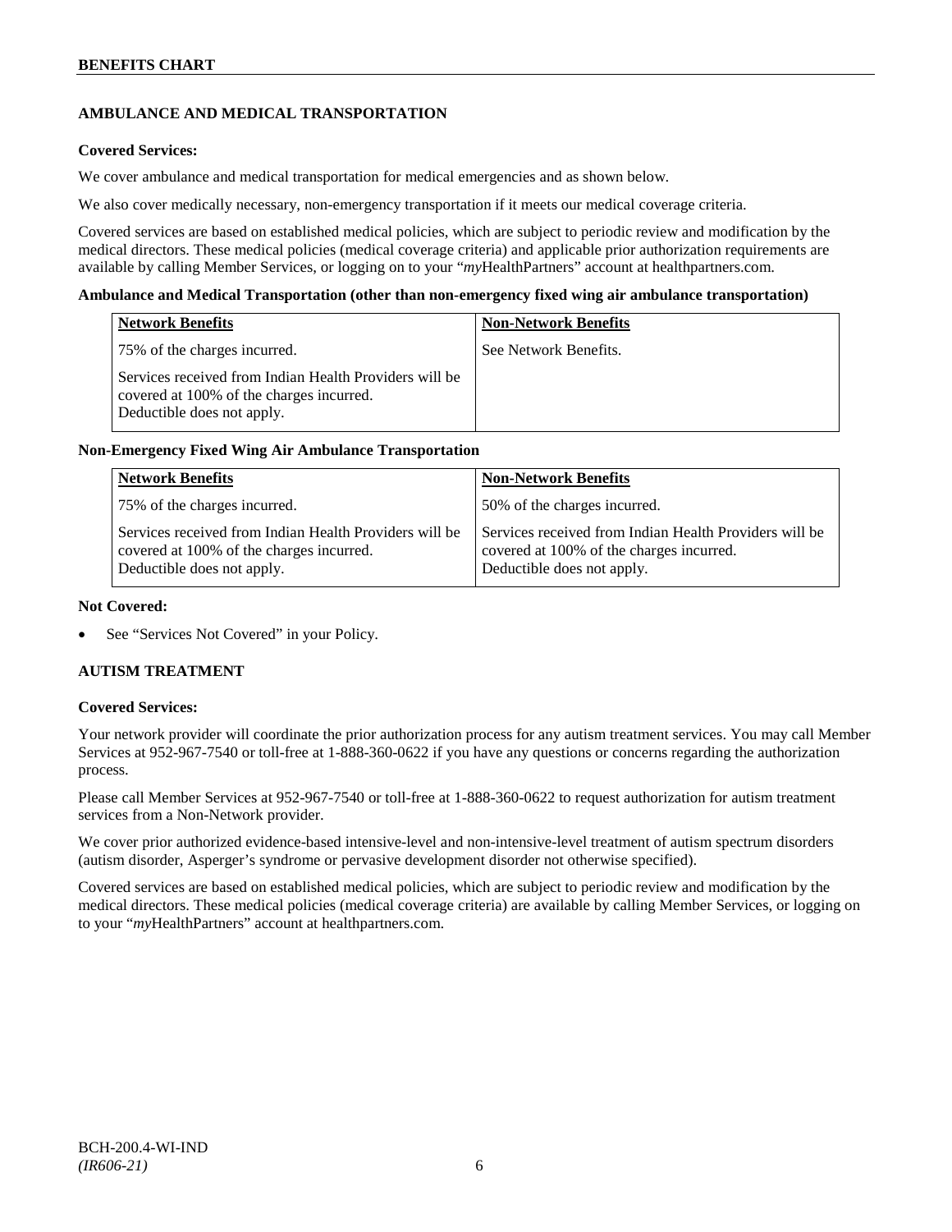## AMBULANCE AND MEDICAL TRANSPORTATION

**Covered Services:**

We cover ambulance and medical transportation for medical emergencies and as shown below.

We also cover medically necessary, non-emergency transportation if it meets our medical coverage criteria.

Covered services are based on established medical policies, which are subject to periodic review and modification by the medical directors. These medical policies (medical coverage criteria) and applicable prior authorization requirements are available by calling Member Services, or logging on to your "*my*HealthPartners" account at healthpartners.com.

**Ambulance and Medical Transportation (other than non-emergency fixed wing air ambulance transportation)**

| Network Benefits | Non-Network Benefits |
|---|---|
| 75% of the charges incurred.<br><br>Services received from Indian Health Providers will be covered at 100% of the charges incurred. Deductible does not apply. | See Network Benefits. |

**Non-Emergency Fixed Wing Air Ambulance Transportation**

| Network Benefits | Non-Network Benefits |
|---|---|
| 75% of the charges incurred.<br><br>Services received from Indian Health Providers will be covered at 100% of the charges incurred. Deductible does not apply. | 50% of the charges incurred.<br><br>Services received from Indian Health Providers will be covered at 100% of the charges incurred. Deductible does not apply. |

**Not Covered:**

- See "Services Not Covered" in your Policy.

## AUTISM TREATMENT

**Covered Services:**

Your network provider will coordinate the prior authorization process for any autism treatment services. You may call Member Services at 952-967-7540 or toll-free at 1-888-360-0622 if you have any questions or concerns regarding the authorization process.

Please call Member Services at 952-967-7540 or toll-free at 1-888-360-0622 to request authorization for autism treatment services from a Non-Network provider.

We cover prior authorized evidence-based intensive-level and non-intensive-level treatment of autism spectrum disorders (autism disorder, Asperger's syndrome or pervasive development disorder not otherwise specified).

Covered services are based on established medical policies, which are subject to periodic review and modification by the medical directors. These medical policies (medical coverage criteria) are available by calling Member Services, or logging on to your "*my*HealthPartners" account at healthpartners.com.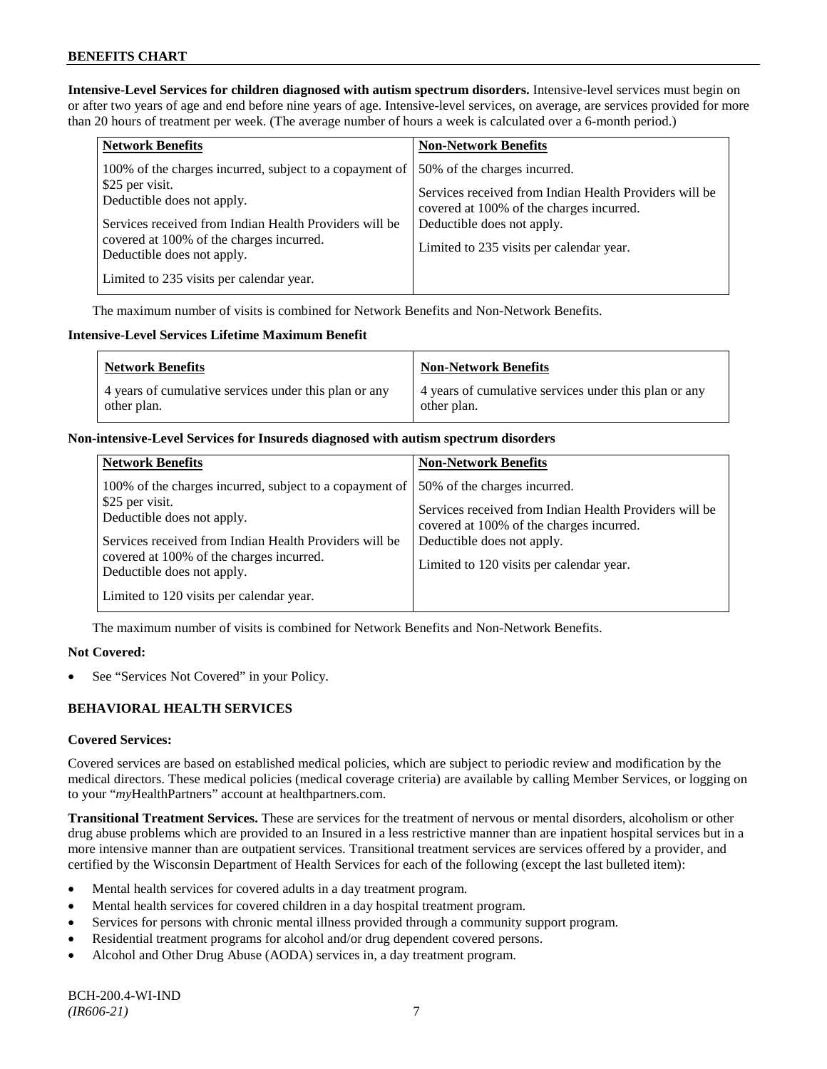**Intensive-Level Services for children diagnosed with autism spectrum disorders.** Intensive-level services must begin on or after two years of age and end before nine years of age. Intensive-level services, on average, are services provided for more than 20 hours of treatment per week. (The average number of hours a week is calculated over a 6-month period.)

| Network Benefits | Non-Network Benefits |
|---|---|
| 100% of the charges incurred, subject to a copayment of $25 per visit.<br>Deductible does not apply.<br><br>Services received from Indian Health Providers will be covered at 100% of the charges incurred.<br>Deductible does not apply.<br><br>Limited to 235 visits per calendar year. | 50% of the charges incurred.<br><br>Services received from Indian Health Providers will be covered at 100% of the charges incurred.<br>Deductible does not apply.<br><br>Limited to 235 visits per calendar year. |

The maximum number of visits is combined for Network Benefits and Non-Network Benefits.

**Intensive-Level Services Lifetime Maximum Benefit**

| Network Benefits | Non-Network Benefits |
|---|---|
| 4 years of cumulative services under this plan or any other plan. | 4 years of cumulative services under this plan or any other plan. |

**Non-intensive-Level Services for Insureds diagnosed with autism spectrum disorders**

| Network Benefits | Non-Network Benefits |
|---|---|
| 100% of the charges incurred, subject to a copayment of $25 per visit.<br>Deductible does not apply.<br><br>Services received from Indian Health Providers will be covered at 100% of the charges incurred.<br>Deductible does not apply.<br><br>Limited to 120 visits per calendar year. | 50% of the charges incurred.<br><br>Services received from Indian Health Providers will be covered at 100% of the charges incurred.<br>Deductible does not apply.<br><br>Limited to 120 visits per calendar year. |

The maximum number of visits is combined for Network Benefits and Non-Network Benefits.

**Not Covered:**

- See "Services Not Covered" in your Policy.

## BEHAVIORAL HEALTH SERVICES

**Covered Services:**

Covered services are based on established medical policies, which are subject to periodic review and modification by the medical directors. These medical policies (medical coverage criteria) are available by calling Member Services, or logging on to your "*my*HealthPartners" account at healthpartners.com.

**Transitional Treatment Services.** These are services for the treatment of nervous or mental disorders, alcoholism or other drug abuse problems which are provided to an Insured in a less restrictive manner than are inpatient hospital services but in a more intensive manner than are outpatient services. Transitional treatment services are services offered by a provider, and certified by the Wisconsin Department of Health Services for each of the following (except the last bulleted item):

- Mental health services for covered adults in a day treatment program.
- Mental health services for covered children in a day hospital treatment program.
- Services for persons with chronic mental illness provided through a community support program.
- Residential treatment programs for alcohol and/or drug dependent covered persons.
- Alcohol and Other Drug Abuse (AODA) services in, a day treatment program.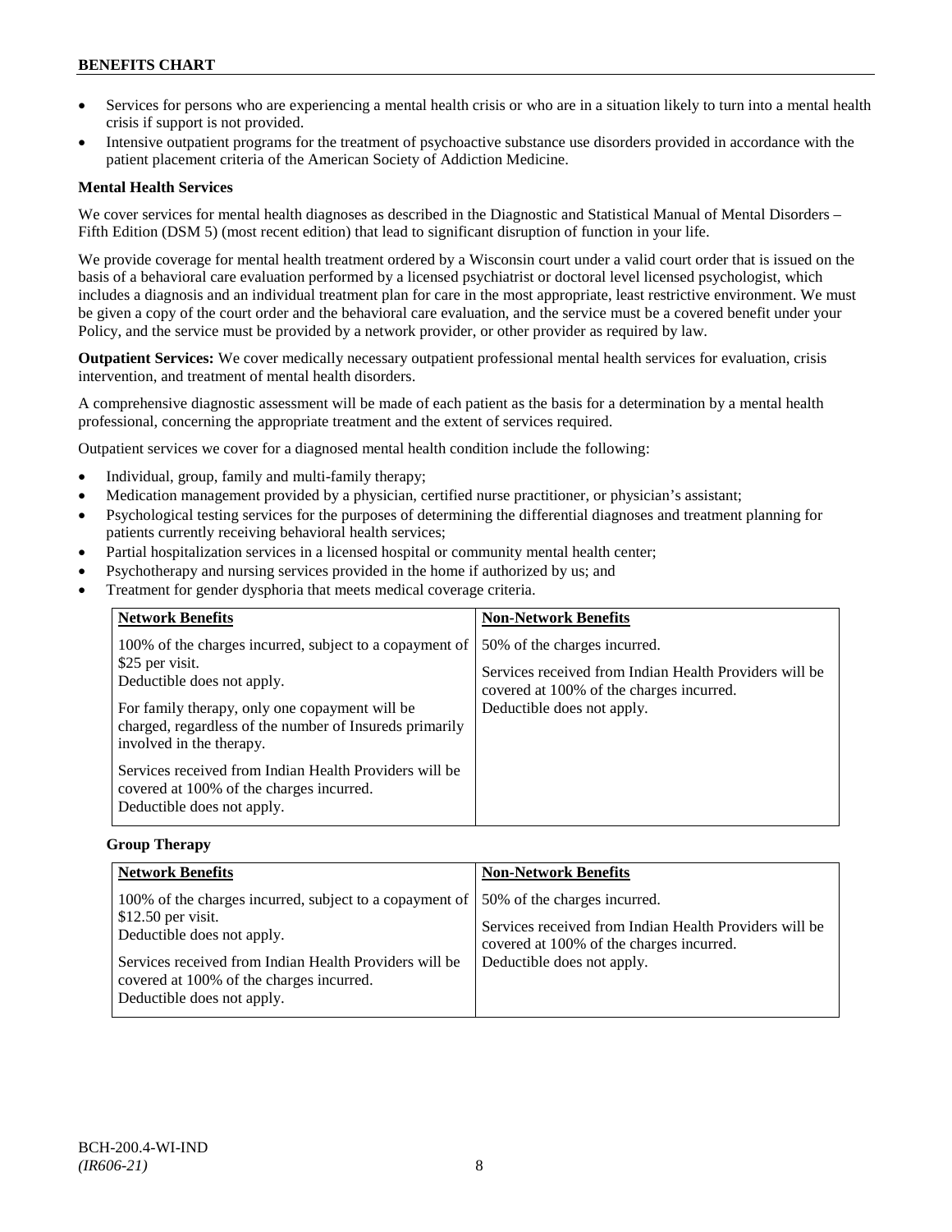- Services for persons who are experiencing a mental health crisis or who are in a situation likely to turn into a mental health crisis if support is not provided.
- Intensive outpatient programs for the treatment of psychoactive substance use disorders provided in accordance with the patient placement criteria of the American Society of Addiction Medicine.

**Mental Health Services**

We cover services for mental health diagnoses as described in the Diagnostic and Statistical Manual of Mental Disorders – Fifth Edition (DSM 5) (most recent edition) that lead to significant disruption of function in your life.

We provide coverage for mental health treatment ordered by a Wisconsin court under a valid court order that is issued on the basis of a behavioral care evaluation performed by a licensed psychiatrist or doctoral level licensed psychologist, which includes a diagnosis and an individual treatment plan for care in the most appropriate, least restrictive environment. We must be given a copy of the court order and the behavioral care evaluation, and the service must be a covered benefit under your Policy, and the service must be provided by a network provider, or other provider as required by law.

**Outpatient Services:** We cover medically necessary outpatient professional mental health services for evaluation, crisis intervention, and treatment of mental health disorders.

A comprehensive diagnostic assessment will be made of each patient as the basis for a determination by a mental health professional, concerning the appropriate treatment and the extent of services required.

Outpatient services we cover for a diagnosed mental health condition include the following:

- Individual, group, family and multi-family therapy;
- Medication management provided by a physician, certified nurse practitioner, or physician's assistant;
- Psychological testing services for the purposes of determining the differential diagnoses and treatment planning for patients currently receiving behavioral health services;
- Partial hospitalization services in a licensed hospital or community mental health center;
- Psychotherapy and nursing services provided in the home if authorized by us; and
- Treatment for gender dysphoria that meets medical coverage criteria.

| Network Benefits | Non-Network Benefits |
|---|---|
| 100% of the charges incurred, subject to a copayment of $25 per visit.<br>Deductible does not apply.<br><br>For family therapy, only one copayment will be charged, regardless of the number of Insureds primarily involved in the therapy.<br><br>Services received from Indian Health Providers will be covered at 100% of the charges incurred.<br>Deductible does not apply. | 50% of the charges incurred.<br><br>Services received from Indian Health Providers will be covered at 100% of the charges incurred.<br>Deductible does not apply. |

**Group Therapy**

| Network Benefits | Non-Network Benefits |
|---|---|
| 100% of the charges incurred, subject to a copayment of $12.50 per visit.<br>Deductible does not apply.<br><br>Services received from Indian Health Providers will be covered at 100% of the charges incurred.<br>Deductible does not apply. | 50% of the charges incurred.<br><br>Services received from Indian Health Providers will be covered at 100% of the charges incurred.<br>Deductible does not apply. |

BCH-200.4-WI-IND
*(IR606-21)*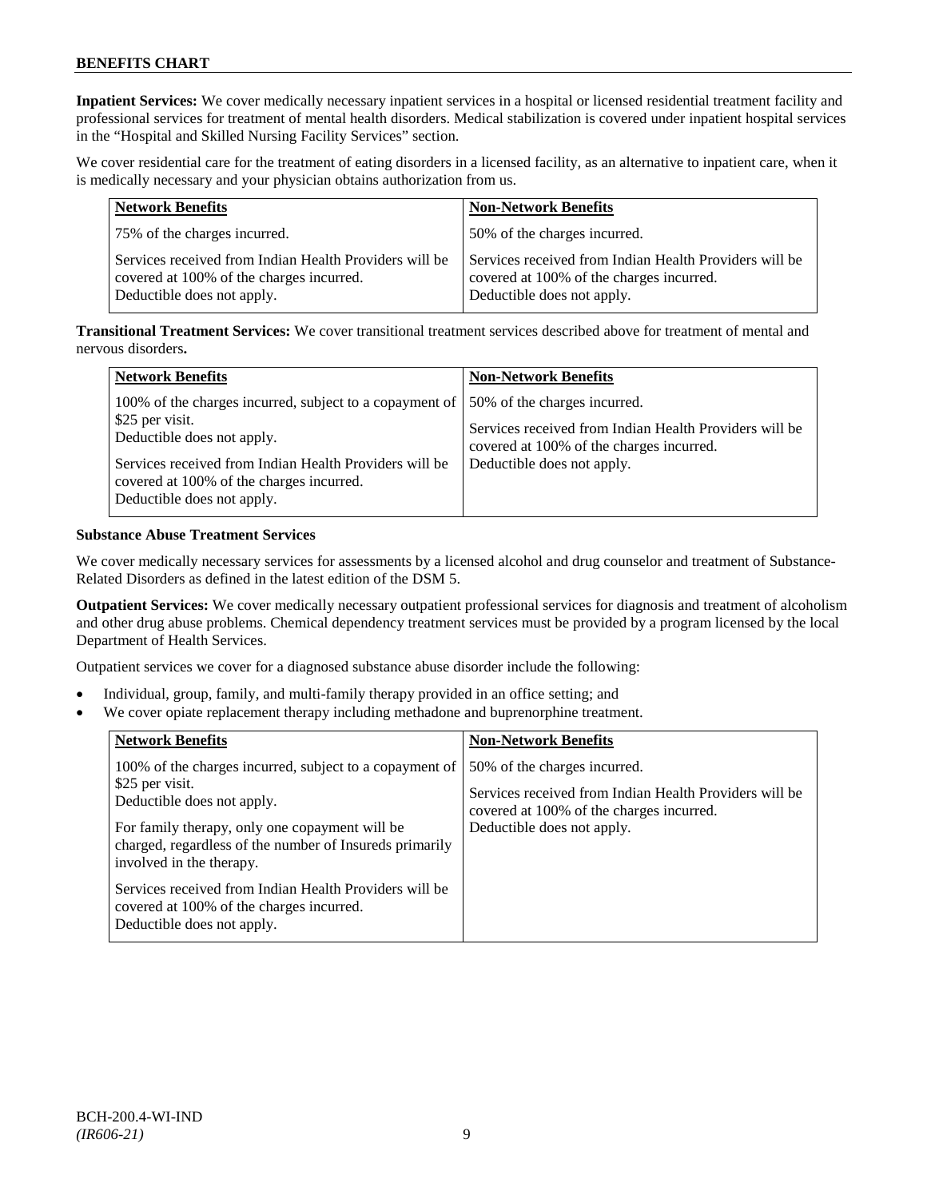**Inpatient Services:** We cover medically necessary inpatient services in a hospital or licensed residential treatment facility and professional services for treatment of mental health disorders. Medical stabilization is covered under inpatient hospital services in the "Hospital and Skilled Nursing Facility Services" section.

We cover residential care for the treatment of eating disorders in a licensed facility, as an alternative to inpatient care, when it is medically necessary and your physician obtains authorization from us.

| Network Benefits | Non-Network Benefits |
| --- | --- |
| 75% of the charges incurred.<br><br>Services received from Indian Health Providers will be covered at 100% of the charges incurred. Deductible does not apply. | 50% of the charges incurred.<br><br>Services received from Indian Health Providers will be covered at 100% of the charges incurred. Deductible does not apply. |

**Transitional Treatment Services:** We cover transitional treatment services described above for treatment of mental and nervous disorders**.**

| Network Benefits | Non-Network Benefits |
| --- | --- |
| 100% of the charges incurred, subject to a copayment of $25 per visit. Deductible does not apply.<br><br>Services received from Indian Health Providers will be covered at 100% of the charges incurred. Deductible does not apply. | 50% of the charges incurred.<br><br>Services received from Indian Health Providers will be covered at 100% of the charges incurred. Deductible does not apply. |

**Substance Abuse Treatment Services**

We cover medically necessary services for assessments by a licensed alcohol and drug counselor and treatment of Substance-Related Disorders as defined in the latest edition of the DSM 5.

**Outpatient Services:** We cover medically necessary outpatient professional services for diagnosis and treatment of alcoholism and other drug abuse problems. Chemical dependency treatment services must be provided by a program licensed by the local Department of Health Services.

Outpatient services we cover for a diagnosed substance abuse disorder include the following:

- Individual, group, family, and multi-family therapy provided in an office setting; and
- We cover opiate replacement therapy including methadone and buprenorphine treatment.

| Network Benefits | Non-Network Benefits |
| --- | --- |
| 100% of the charges incurred, subject to a copayment of $25 per visit. Deductible does not apply.<br><br>For family therapy, only one copayment will be charged, regardless of the number of Insureds primarily involved in the therapy.<br><br>Services received from Indian Health Providers will be covered at 100% of the charges incurred. Deductible does not apply. | 50% of the charges incurred.<br><br>Services received from Indian Health Providers will be covered at 100% of the charges incurred. Deductible does not apply. |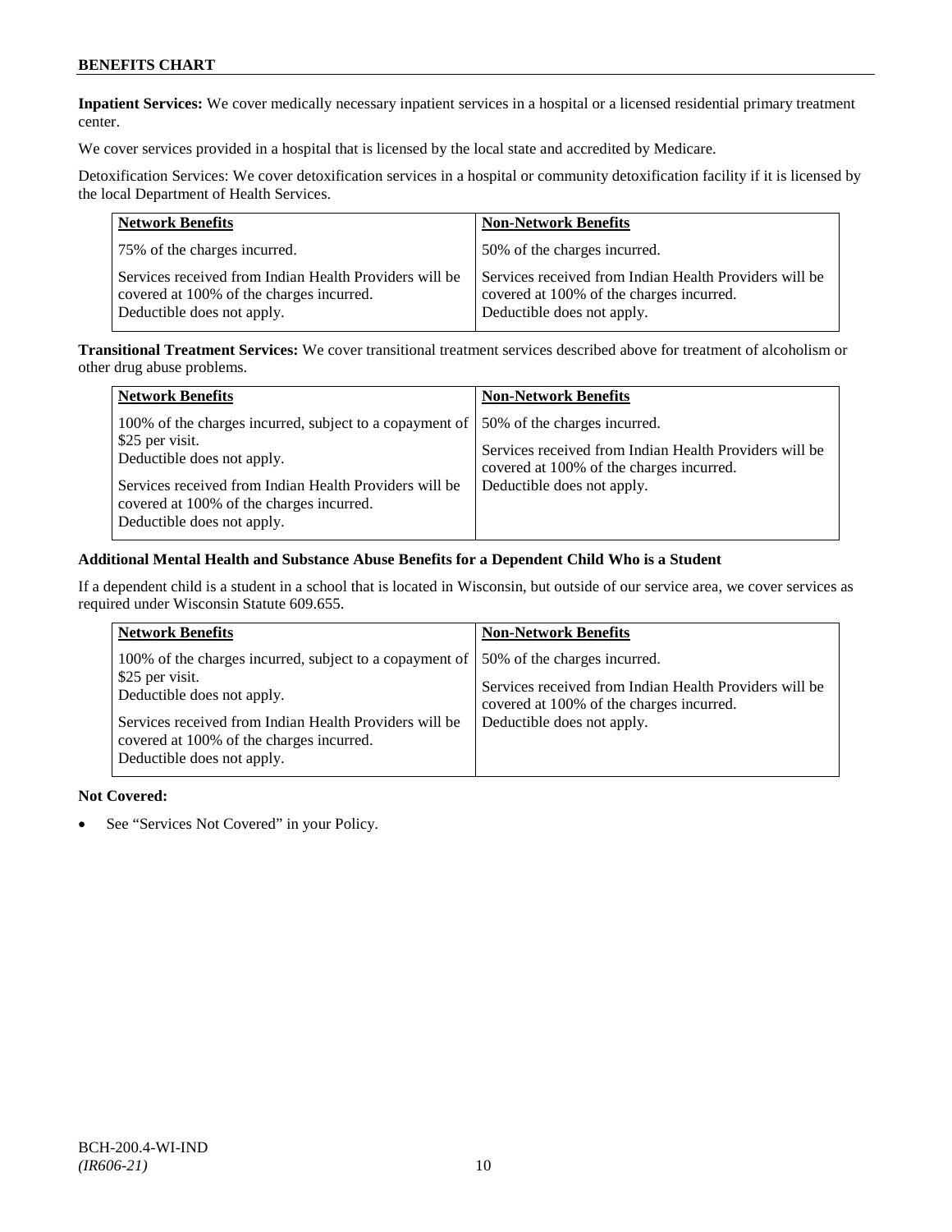**Inpatient Services:** We cover medically necessary inpatient services in a hospital or a licensed residential primary treatment center.

We cover services provided in a hospital that is licensed by the local state and accredited by Medicare.

Detoxification Services: We cover detoxification services in a hospital or community detoxification facility if it is licensed by the local Department of Health Services.

| Network Benefits | Non-Network Benefits |
|---|---|
| 75% of the charges incurred.<br><br>Services received from Indian Health Providers will be covered at 100% of the charges incurred. Deductible does not apply. | 50% of the charges incurred.<br><br>Services received from Indian Health Providers will be covered at 100% of the charges incurred. Deductible does not apply. |

**Transitional Treatment Services:** We cover transitional treatment services described above for treatment of alcoholism or other drug abuse problems.

| Network Benefits | Non-Network Benefits |
|---|---|
| 100% of the charges incurred, subject to a copayment of $25 per visit. Deductible does not apply.<br><br>Services received from Indian Health Providers will be covered at 100% of the charges incurred. Deductible does not apply. | 50% of the charges incurred.<br><br>Services received from Indian Health Providers will be covered at 100% of the charges incurred. Deductible does not apply. |

**Additional Mental Health and Substance Abuse Benefits for a Dependent Child Who is a Student**

If a dependent child is a student in a school that is located in Wisconsin, but outside of our service area, we cover services as required under Wisconsin Statute 609.655.

| Network Benefits | Non-Network Benefits |
|---|---|
| 100% of the charges incurred, subject to a copayment of $25 per visit. Deductible does not apply.<br><br>Services received from Indian Health Providers will be covered at 100% of the charges incurred. Deductible does not apply. | 50% of the charges incurred.<br><br>Services received from Indian Health Providers will be covered at 100% of the charges incurred. Deductible does not apply. |

**Not Covered:**

- See "Services Not Covered" in your Policy.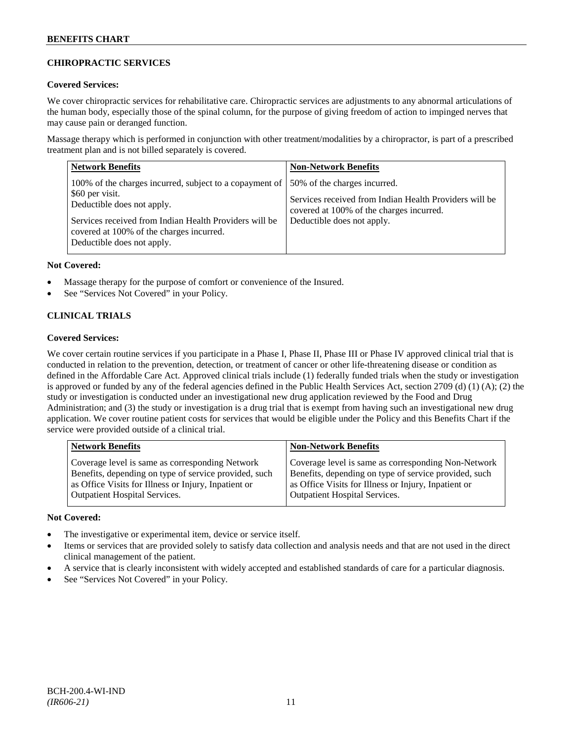## CHIROPRACTIC SERVICES

**Covered Services:**

We cover chiropractic services for rehabilitative care. Chiropractic services are adjustments to any abnormal articulations of the human body, especially those of the spinal column, for the purpose of giving freedom of action to impinged nerves that may cause pain or deranged function.

Massage therapy which is performed in conjunction with other treatment/modalities by a chiropractor, is part of a prescribed treatment plan and is not billed separately is covered.

| Network Benefits | Non-Network Benefits |
|---|---|
| 100% of the charges incurred, subject to a copayment of $60 per visit.<br>Deductible does not apply.<br><br>Services received from Indian Health Providers will be covered at 100% of the charges incurred.<br>Deductible does not apply. | 50% of the charges incurred.<br><br>Services received from Indian Health Providers will be covered at 100% of the charges incurred.<br>Deductible does not apply. |

**Not Covered:**

- Massage therapy for the purpose of comfort or convenience of the Insured.
- See "Services Not Covered" in your Policy.

## CLINICAL TRIALS

**Covered Services:**

We cover certain routine services if you participate in a Phase I, Phase II, Phase III or Phase IV approved clinical trial that is conducted in relation to the prevention, detection, or treatment of cancer or other life-threatening disease or condition as defined in the Affordable Care Act. Approved clinical trials include (1) federally funded trials when the study or investigation is approved or funded by any of the federal agencies defined in the Public Health Services Act, section 2709 (d) (1) (A); (2) the study or investigation is conducted under an investigational new drug application reviewed by the Food and Drug Administration; and (3) the study or investigation is a drug trial that is exempt from having such an investigational new drug application. We cover routine patient costs for services that would be eligible under the Policy and this Benefits Chart if the service were provided outside of a clinical trial.

| Network Benefits | Non-Network Benefits |
|---|---|
| Coverage level is same as corresponding Network Benefits, depending on type of service provided, such as Office Visits for Illness or Injury, Inpatient or Outpatient Hospital Services. | Coverage level is same as corresponding Non-Network Benefits, depending on type of service provided, such as Office Visits for Illness or Injury, Inpatient or Outpatient Hospital Services. |

**Not Covered:**

- The investigative or experimental item, device or service itself.
- Items or services that are provided solely to satisfy data collection and analysis needs and that are not used in the direct clinical management of the patient.
- A service that is clearly inconsistent with widely accepted and established standards of care for a particular diagnosis.
- See "Services Not Covered" in your Policy.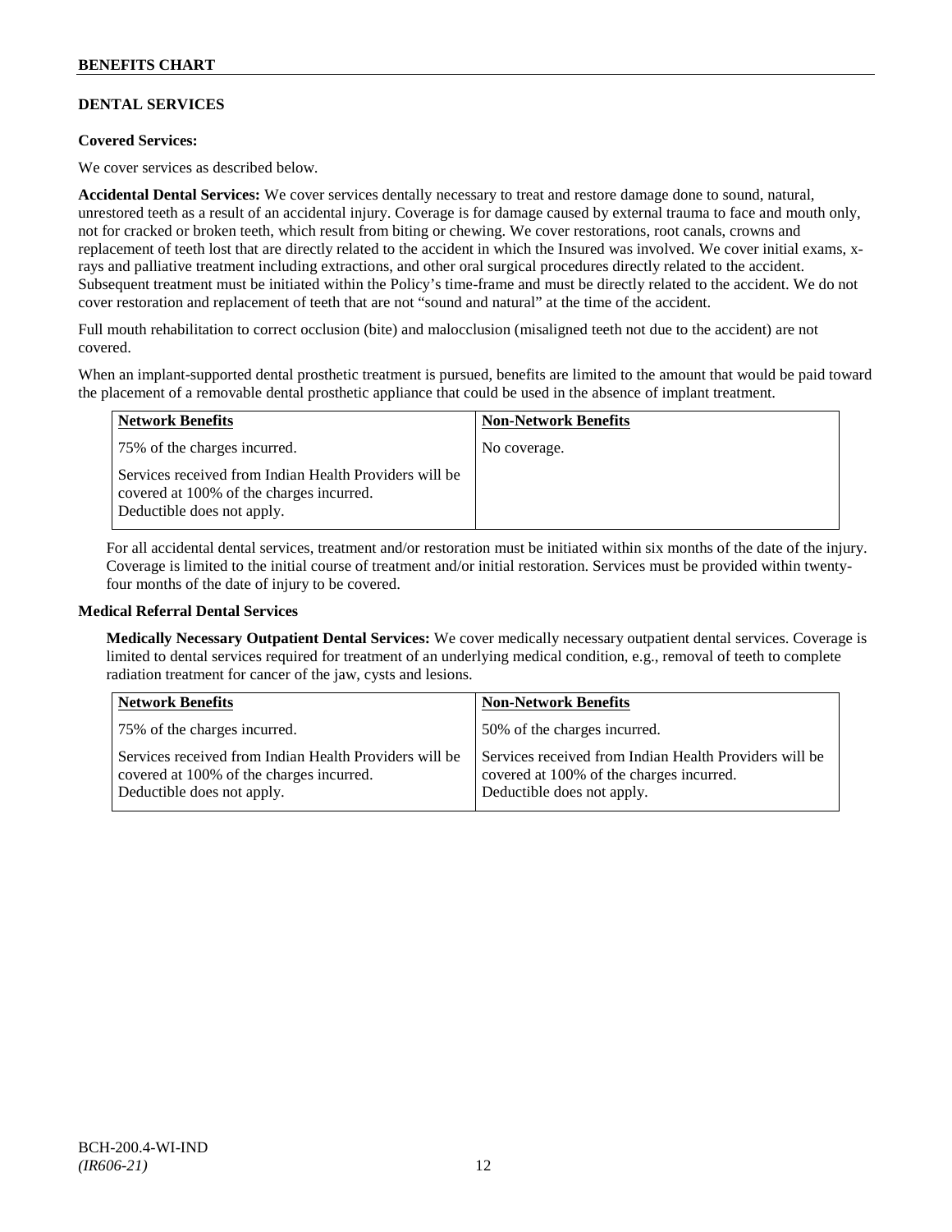## DENTAL SERVICES

**Covered Services:**

We cover services as described below.

**Accidental Dental Services:** We cover services dentally necessary to treat and restore damage done to sound, natural, unrestored teeth as a result of an accidental injury. Coverage is for damage caused by external trauma to face and mouth only, not for cracked or broken teeth, which result from biting or chewing. We cover restorations, root canals, crowns and replacement of teeth lost that are directly related to the accident in which the Insured was involved. We cover initial exams, x-rays and palliative treatment including extractions, and other oral surgical procedures directly related to the accident. Subsequent treatment must be initiated within the Policy's time-frame and must be directly related to the accident. We do not cover restoration and replacement of teeth that are not "sound and natural" at the time of the accident.

Full mouth rehabilitation to correct occlusion (bite) and malocclusion (misaligned teeth not due to the accident) are not covered.

When an implant-supported dental prosthetic treatment is pursued, benefits are limited to the amount that would be paid toward the placement of a removable dental prosthetic appliance that could be used in the absence of implant treatment.

| Network Benefits | Non-Network Benefits |
| --- | --- |
| 75% of the charges incurred.<br><br>Services received from Indian Health Providers will be covered at 100% of the charges incurred. Deductible does not apply. | No coverage. |

For all accidental dental services, treatment and/or restoration must be initiated within six months of the date of the injury. Coverage is limited to the initial course of treatment and/or initial restoration. Services must be provided within twenty-four months of the date of injury to be covered.

**Medical Referral Dental Services**

**Medically Necessary Outpatient Dental Services:** We cover medically necessary outpatient dental services. Coverage is limited to dental services required for treatment of an underlying medical condition, e.g., removal of teeth to complete radiation treatment for cancer of the jaw, cysts and lesions.

| Network Benefits | Non-Network Benefits |
| --- | --- |
| 75% of the charges incurred.<br><br>Services received from Indian Health Providers will be covered at 100% of the charges incurred. Deductible does not apply. | 50% of the charges incurred.<br><br>Services received from Indian Health Providers will be covered at 100% of the charges incurred. Deductible does not apply. |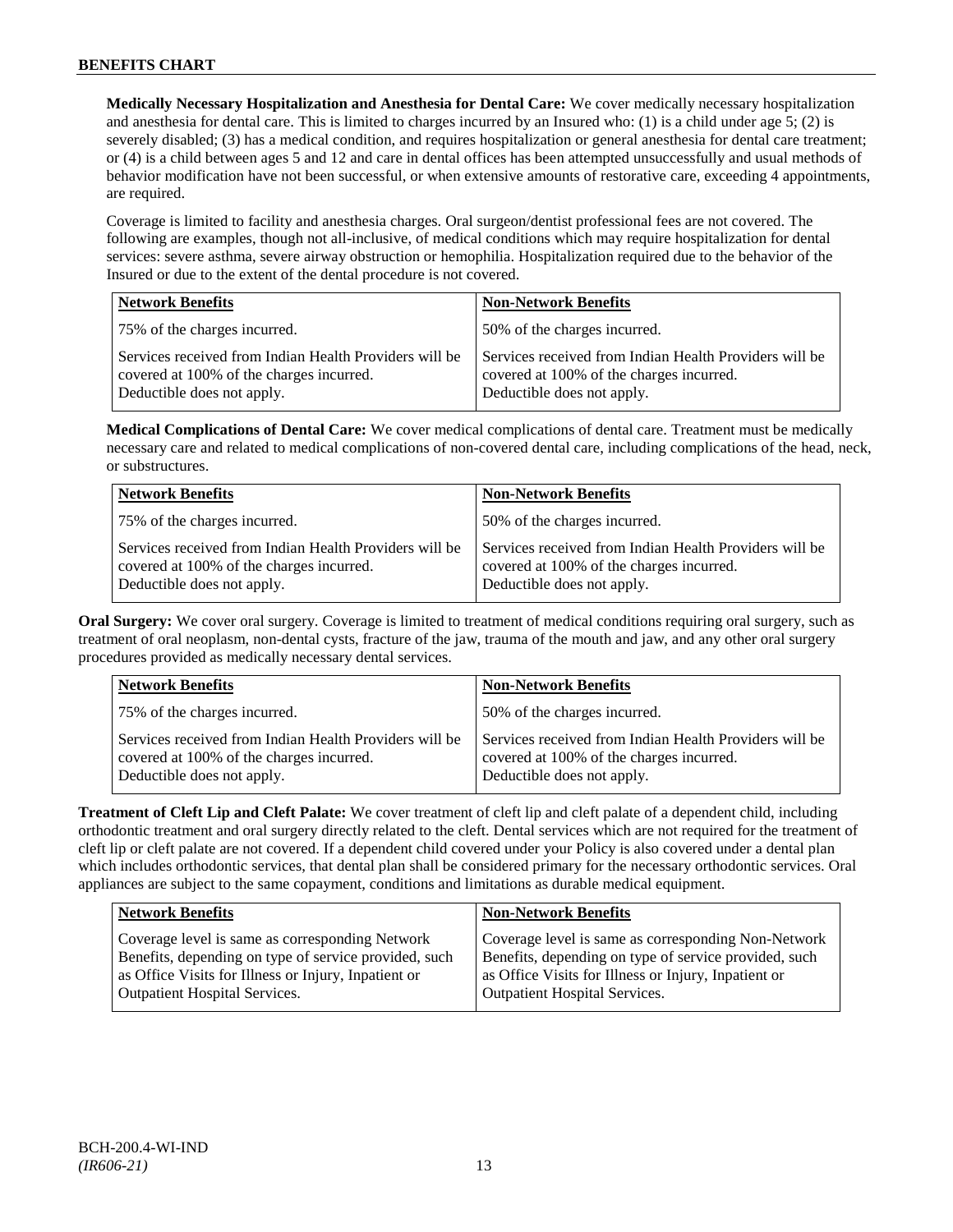**Medically Necessary Hospitalization and Anesthesia for Dental Care:** We cover medically necessary hospitalization and anesthesia for dental care. This is limited to charges incurred by an Insured who: (1) is a child under age 5; (2) is severely disabled; (3) has a medical condition, and requires hospitalization or general anesthesia for dental care treatment; or (4) is a child between ages 5 and 12 and care in dental offices has been attempted unsuccessfully and usual methods of behavior modification have not been successful, or when extensive amounts of restorative care, exceeding 4 appointments, are required.

Coverage is limited to facility and anesthesia charges. Oral surgeon/dentist professional fees are not covered. The following are examples, though not all-inclusive, of medical conditions which may require hospitalization for dental services: severe asthma, severe airway obstruction or hemophilia. Hospitalization required due to the behavior of the Insured or due to the extent of the dental procedure is not covered.

| Network Benefits | Non-Network Benefits |
|---|---|
| 75% of the charges incurred. | 50% of the charges incurred. |
| Services received from Indian Health Providers will be covered at 100% of the charges incurred. Deductible does not apply. | Services received from Indian Health Providers will be covered at 100% of the charges incurred. Deductible does not apply. |

**Medical Complications of Dental Care:** We cover medical complications of dental care. Treatment must be medically necessary care and related to medical complications of non-covered dental care, including complications of the head, neck, or substructures.

| Network Benefits | Non-Network Benefits |
|---|---|
| 75% of the charges incurred. | 50% of the charges incurred. |
| Services received from Indian Health Providers will be covered at 100% of the charges incurred. Deductible does not apply. | Services received from Indian Health Providers will be covered at 100% of the charges incurred. Deductible does not apply. |

**Oral Surgery:** We cover oral surgery. Coverage is limited to treatment of medical conditions requiring oral surgery, such as treatment of oral neoplasm, non-dental cysts, fracture of the jaw, trauma of the mouth and jaw, and any other oral surgery procedures provided as medically necessary dental services.

| Network Benefits | Non-Network Benefits |
|---|---|
| 75% of the charges incurred. | 50% of the charges incurred. |
| Services received from Indian Health Providers will be covered at 100% of the charges incurred. Deductible does not apply. | Services received from Indian Health Providers will be covered at 100% of the charges incurred. Deductible does not apply. |

**Treatment of Cleft Lip and Cleft Palate:** We cover treatment of cleft lip and cleft palate of a dependent child, including orthodontic treatment and oral surgery directly related to the cleft. Dental services which are not required for the treatment of cleft lip or cleft palate are not covered. If a dependent child covered under your Policy is also covered under a dental plan which includes orthodontic services, that dental plan shall be considered primary for the necessary orthodontic services. Oral appliances are subject to the same copayment, conditions and limitations as durable medical equipment.

| Network Benefits | Non-Network Benefits |
|---|---|
| Coverage level is same as corresponding Network Benefits, depending on type of service provided, such as Office Visits for Illness or Injury, Inpatient or Outpatient Hospital Services. | Coverage level is same as corresponding Non-Network Benefits, depending on type of service provided, such as Office Visits for Illness or Injury, Inpatient or Outpatient Hospital Services. |

BCH-200.4-WI-IND
*(IR606-21)*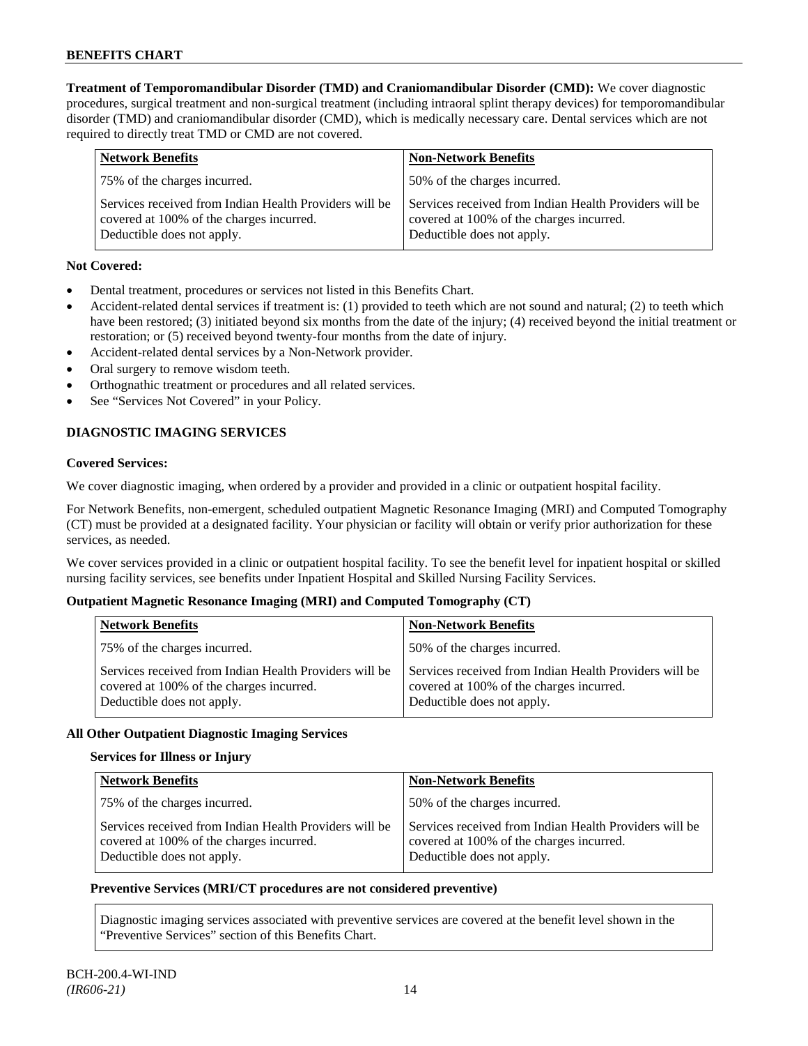**Treatment of Temporomandibular Disorder (TMD) and Craniomandibular Disorder (CMD):** We cover diagnostic procedures, surgical treatment and non-surgical treatment (including intraoral splint therapy devices) for temporomandibular disorder (TMD) and craniomandibular disorder (CMD), which is medically necessary care. Dental services which are not required to directly treat TMD or CMD are not covered.

| Network Benefits | Non-Network Benefits |
|---|---|
| 75% of the charges incurred. | 50% of the charges incurred. |
| Services received from Indian Health Providers will be covered at 100% of the charges incurred. Deductible does not apply. | Services received from Indian Health Providers will be covered at 100% of the charges incurred. Deductible does not apply. |

**Not Covered:**

- Dental treatment, procedures or services not listed in this Benefits Chart.
- Accident-related dental services if treatment is: (1) provided to teeth which are not sound and natural; (2) to teeth which have been restored; (3) initiated beyond six months from the date of the injury; (4) received beyond the initial treatment or restoration; or (5) received beyond twenty-four months from the date of injury.
- Accident-related dental services by a Non-Network provider.
- Oral surgery to remove wisdom teeth.
- Orthognathic treatment or procedures and all related services.
- See "Services Not Covered" in your Policy.

## DIAGNOSTIC IMAGING SERVICES

**Covered Services:**

We cover diagnostic imaging, when ordered by a provider and provided in a clinic or outpatient hospital facility.

For Network Benefits, non-emergent, scheduled outpatient Magnetic Resonance Imaging (MRI) and Computed Tomography (CT) must be provided at a designated facility. Your physician or facility will obtain or verify prior authorization for these services, as needed.

We cover services provided in a clinic or outpatient hospital facility. To see the benefit level for inpatient hospital or skilled nursing facility services, see benefits under Inpatient Hospital and Skilled Nursing Facility Services.

**Outpatient Magnetic Resonance Imaging (MRI) and Computed Tomography (CT)**

| Network Benefits | Non-Network Benefits |
|---|---|
| 75% of the charges incurred. | 50% of the charges incurred. |
| Services received from Indian Health Providers will be covered at 100% of the charges incurred. Deductible does not apply. | Services received from Indian Health Providers will be covered at 100% of the charges incurred. Deductible does not apply. |

**All Other Outpatient Diagnostic Imaging Services**

**Services for Illness or Injury**

| Network Benefits | Non-Network Benefits |
|---|---|
| 75% of the charges incurred. | 50% of the charges incurred. |
| Services received from Indian Health Providers will be covered at 100% of the charges incurred. Deductible does not apply. | Services received from Indian Health Providers will be covered at 100% of the charges incurred. Deductible does not apply. |

**Preventive Services (MRI/CT procedures are not considered preventive)**

Diagnostic imaging services associated with preventive services are covered at the benefit level shown in the "Preventive Services" section of this Benefits Chart.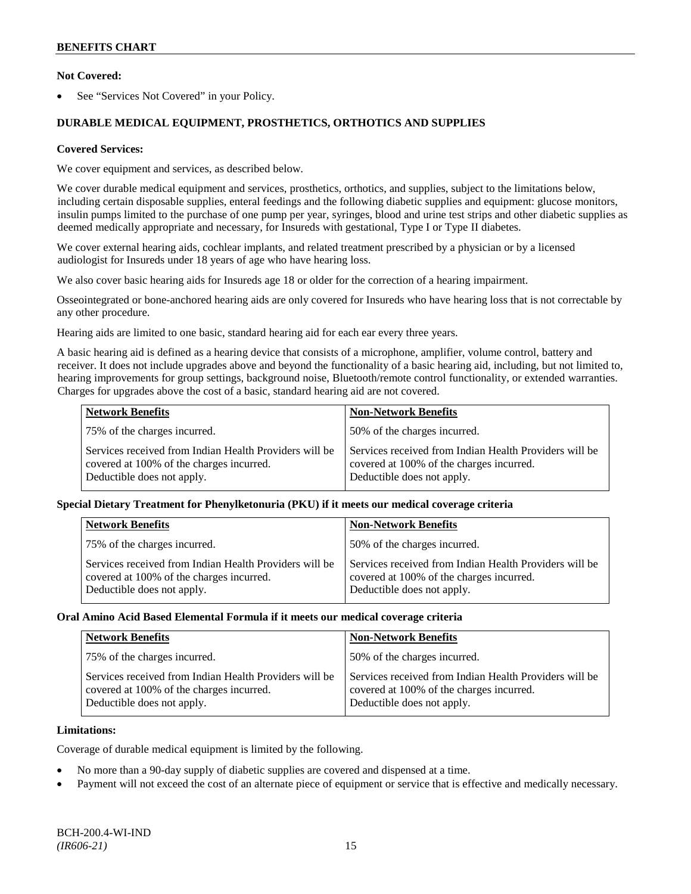**Not Covered:**

- See "Services Not Covered" in your Policy.

### DURABLE MEDICAL EQUIPMENT, PROSTHETICS, ORTHOTICS AND SUPPLIES

**Covered Services:**

We cover equipment and services, as described below.

We cover durable medical equipment and services, prosthetics, orthotics, and supplies, subject to the limitations below, including certain disposable supplies, enteral feedings and the following diabetic supplies and equipment: glucose monitors, insulin pumps limited to the purchase of one pump per year, syringes, blood and urine test strips and other diabetic supplies as deemed medically appropriate and necessary, for Insureds with gestational, Type I or Type II diabetes.

We cover external hearing aids, cochlear implants, and related treatment prescribed by a physician or by a licensed audiologist for Insureds under 18 years of age who have hearing loss.

We also cover basic hearing aids for Insureds age 18 or older for the correction of a hearing impairment.

Osseointegrated or bone-anchored hearing aids are only covered for Insureds who have hearing loss that is not correctable by any other procedure.

Hearing aids are limited to one basic, standard hearing aid for each ear every three years.

A basic hearing aid is defined as a hearing device that consists of a microphone, amplifier, volume control, battery and receiver. It does not include upgrades above and beyond the functionality of a basic hearing aid, including, but not limited to, hearing improvements for group settings, background noise, Bluetooth/remote control functionality, or extended warranties. Charges for upgrades above the cost of a basic, standard hearing aid are not covered.

| Network Benefits | Non-Network Benefits |
|---|---|
| 75% of the charges incurred. | 50% of the charges incurred. |
| Services received from Indian Health Providers will be covered at 100% of the charges incurred. Deductible does not apply. | Services received from Indian Health Providers will be covered at 100% of the charges incurred. Deductible does not apply. |

**Special Dietary Treatment for Phenylketonuria (PKU) if it meets our medical coverage criteria**

| Network Benefits | Non-Network Benefits |
|---|---|
| 75% of the charges incurred. | 50% of the charges incurred. |
| Services received from Indian Health Providers will be covered at 100% of the charges incurred. Deductible does not apply. | Services received from Indian Health Providers will be covered at 100% of the charges incurred. Deductible does not apply. |

**Oral Amino Acid Based Elemental Formula if it meets our medical coverage criteria**

| Network Benefits | Non-Network Benefits |
|---|---|
| 75% of the charges incurred. | 50% of the charges incurred. |
| Services received from Indian Health Providers will be covered at 100% of the charges incurred. Deductible does not apply. | Services received from Indian Health Providers will be covered at 100% of the charges incurred. Deductible does not apply. |

**Limitations:**

Coverage of durable medical equipment is limited by the following.

- No more than a 90-day supply of diabetic supplies are covered and dispensed at a time.
- Payment will not exceed the cost of an alternate piece of equipment or service that is effective and medically necessary.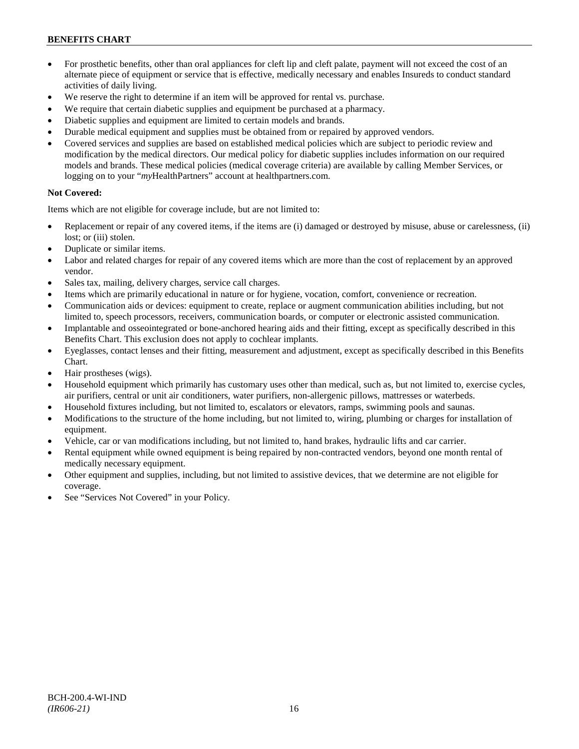- For prosthetic benefits, other than oral appliances for cleft lip and cleft palate, payment will not exceed the cost of an alternate piece of equipment or service that is effective, medically necessary and enables Insureds to conduct standard activities of daily living.
- We reserve the right to determine if an item will be approved for rental vs. purchase.
- We require that certain diabetic supplies and equipment be purchased at a pharmacy.
- Diabetic supplies and equipment are limited to certain models and brands.
- Durable medical equipment and supplies must be obtained from or repaired by approved vendors.
- Covered services and supplies are based on established medical policies which are subject to periodic review and modification by the medical directors. Our medical policy for diabetic supplies includes information on our required models and brands. These medical policies (medical coverage criteria) are available by calling Member Services, or logging on to your "*my*HealthPartners" account at healthpartners.com.

**Not Covered:**

Items which are not eligible for coverage include, but are not limited to:

- Replacement or repair of any covered items, if the items are (i) damaged or destroyed by misuse, abuse or carelessness, (ii) lost; or (iii) stolen.
- Duplicate or similar items.
- Labor and related charges for repair of any covered items which are more than the cost of replacement by an approved vendor.
- Sales tax, mailing, delivery charges, service call charges.
- Items which are primarily educational in nature or for hygiene, vocation, comfort, convenience or recreation.
- Communication aids or devices: equipment to create, replace or augment communication abilities including, but not limited to, speech processors, receivers, communication boards, or computer or electronic assisted communication.
- Implantable and osseointegrated or bone-anchored hearing aids and their fitting, except as specifically described in this Benefits Chart. This exclusion does not apply to cochlear implants.
- Eyeglasses, contact lenses and their fitting, measurement and adjustment, except as specifically described in this Benefits Chart.
- Hair prostheses (wigs).
- Household equipment which primarily has customary uses other than medical, such as, but not limited to, exercise cycles, air purifiers, central or unit air conditioners, water purifiers, non-allergenic pillows, mattresses or waterbeds.
- Household fixtures including, but not limited to, escalators or elevators, ramps, swimming pools and saunas.
- Modifications to the structure of the home including, but not limited to, wiring, plumbing or charges for installation of equipment.
- Vehicle, car or van modifications including, but not limited to, hand brakes, hydraulic lifts and car carrier.
- Rental equipment while owned equipment is being repaired by non-contracted vendors, beyond one month rental of medically necessary equipment.
- Other equipment and supplies, including, but not limited to assistive devices, that we determine are not eligible for coverage.
- See "Services Not Covered" in your Policy.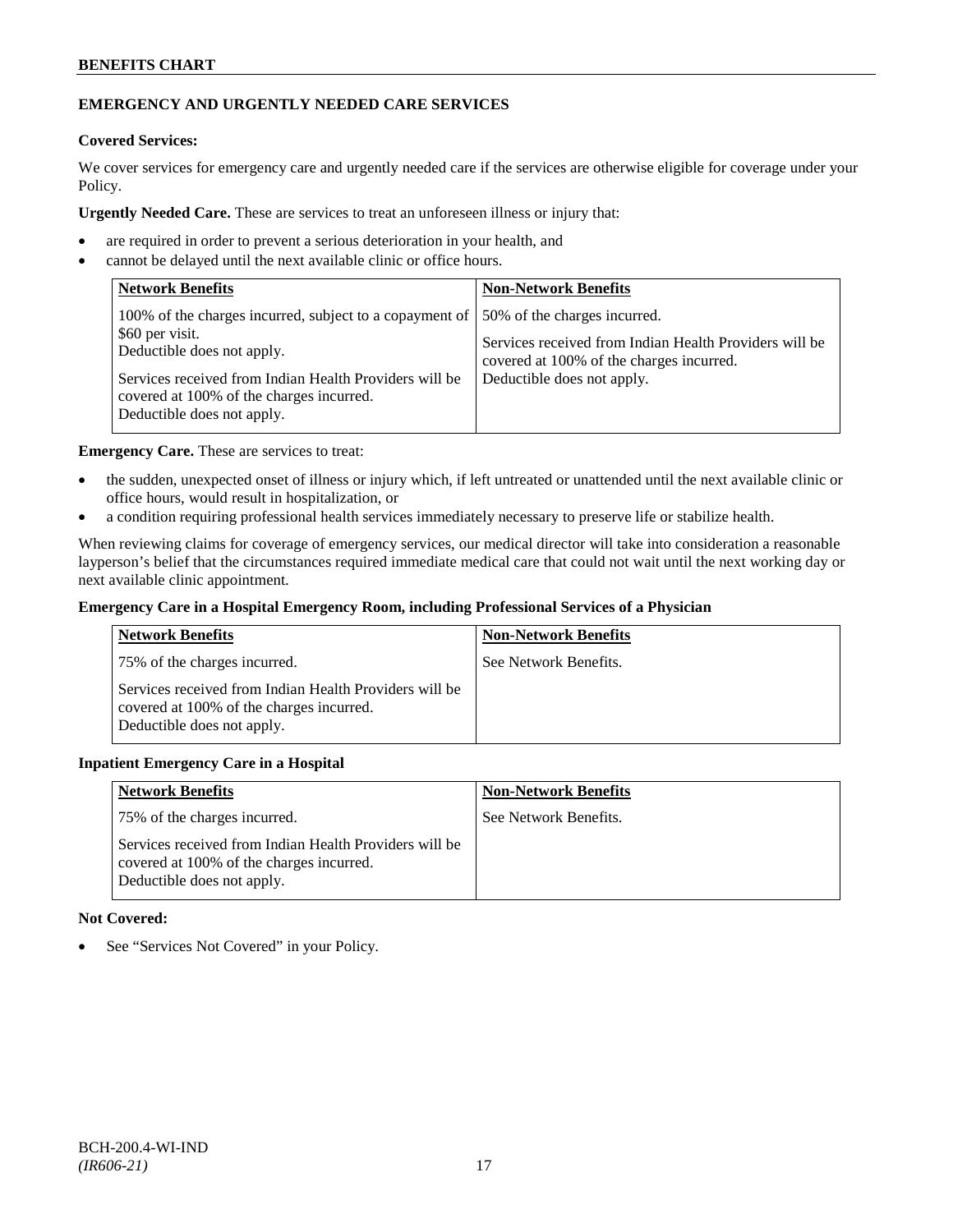## EMERGENCY AND URGENTLY NEEDED CARE SERVICES

**Covered Services:**

We cover services for emergency care and urgently needed care if the services are otherwise eligible for coverage under your Policy.

**Urgently Needed Care.** These are services to treat an unforeseen illness or injury that:

- are required in order to prevent a serious deterioration in your health, and
- cannot be delayed until the next available clinic or office hours.

| Network Benefits | Non-Network Benefits |
|---|---|
| 100% of the charges incurred, subject to a copayment of $60 per visit.<br>Deductible does not apply.<br>Services received from Indian Health Providers will be covered at 100% of the charges incurred.<br>Deductible does not apply. | 50% of the charges incurred.<br>Services received from Indian Health Providers will be covered at 100% of the charges incurred.<br>Deductible does not apply. |

**Emergency Care.** These are services to treat:

- the sudden, unexpected onset of illness or injury which, if left untreated or unattended until the next available clinic or office hours, would result in hospitalization, or
- a condition requiring professional health services immediately necessary to preserve life or stabilize health.

When reviewing claims for coverage of emergency services, our medical director will take into consideration a reasonable layperson's belief that the circumstances required immediate medical care that could not wait until the next working day or next available clinic appointment.

**Emergency Care in a Hospital Emergency Room, including Professional Services of a Physician**

| Network Benefits | Non-Network Benefits |
|---|---|
| 75% of the charges incurred.<br>Services received from Indian Health Providers will be covered at 100% of the charges incurred.<br>Deductible does not apply. | See Network Benefits. |

**Inpatient Emergency Care in a Hospital**

| Network Benefits | Non-Network Benefits |
|---|---|
| 75% of the charges incurred.<br>Services received from Indian Health Providers will be covered at 100% of the charges incurred.<br>Deductible does not apply. | See Network Benefits. |

**Not Covered:**

- See "Services Not Covered" in your Policy.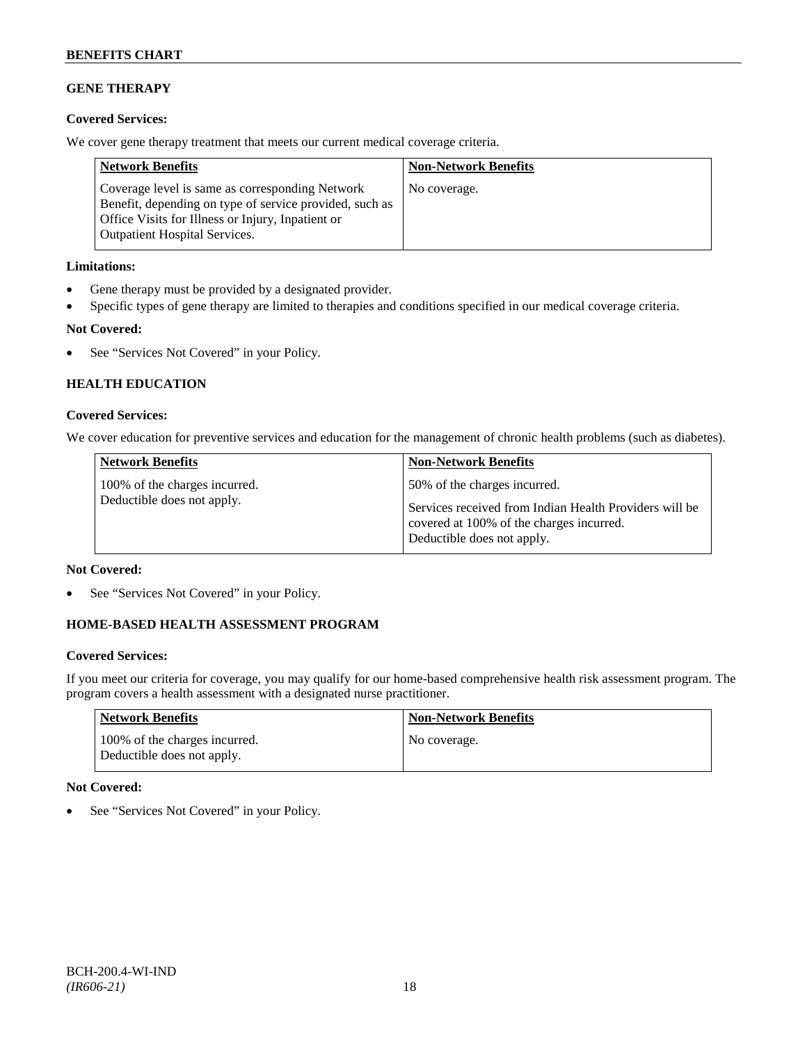## GENE THERAPY

**Covered Services:**

We cover gene therapy treatment that meets our current medical coverage criteria.

| Network Benefits | Non-Network Benefits |
|---|---|
| Coverage level is same as corresponding Network Benefit, depending on type of service provided, such as Office Visits for Illness or Injury, Inpatient or Outpatient Hospital Services. | No coverage. |

**Limitations:**

- Gene therapy must be provided by a designated provider.
- Specific types of gene therapy are limited to therapies and conditions specified in our medical coverage criteria.

**Not Covered:**

- See "Services Not Covered" in your Policy.

## HEALTH EDUCATION

**Covered Services:**

We cover education for preventive services and education for the management of chronic health problems (such as diabetes).

| Network Benefits | Non-Network Benefits |
|---|---|
| 100% of the charges incurred. Deductible does not apply. | 50% of the charges incurred.<br><br>Services received from Indian Health Providers will be covered at 100% of the charges incurred. Deductible does not apply. |

**Not Covered:**

- See "Services Not Covered" in your Policy.

## HOME-BASED HEALTH ASSESSMENT PROGRAM

**Covered Services:**

If you meet our criteria for coverage, you may qualify for our home-based comprehensive health risk assessment program. The program covers a health assessment with a designated nurse practitioner.

| Network Benefits | Non-Network Benefits |
|---|---|
| 100% of the charges incurred. Deductible does not apply. | No coverage. |

**Not Covered:**

- See "Services Not Covered" in your Policy.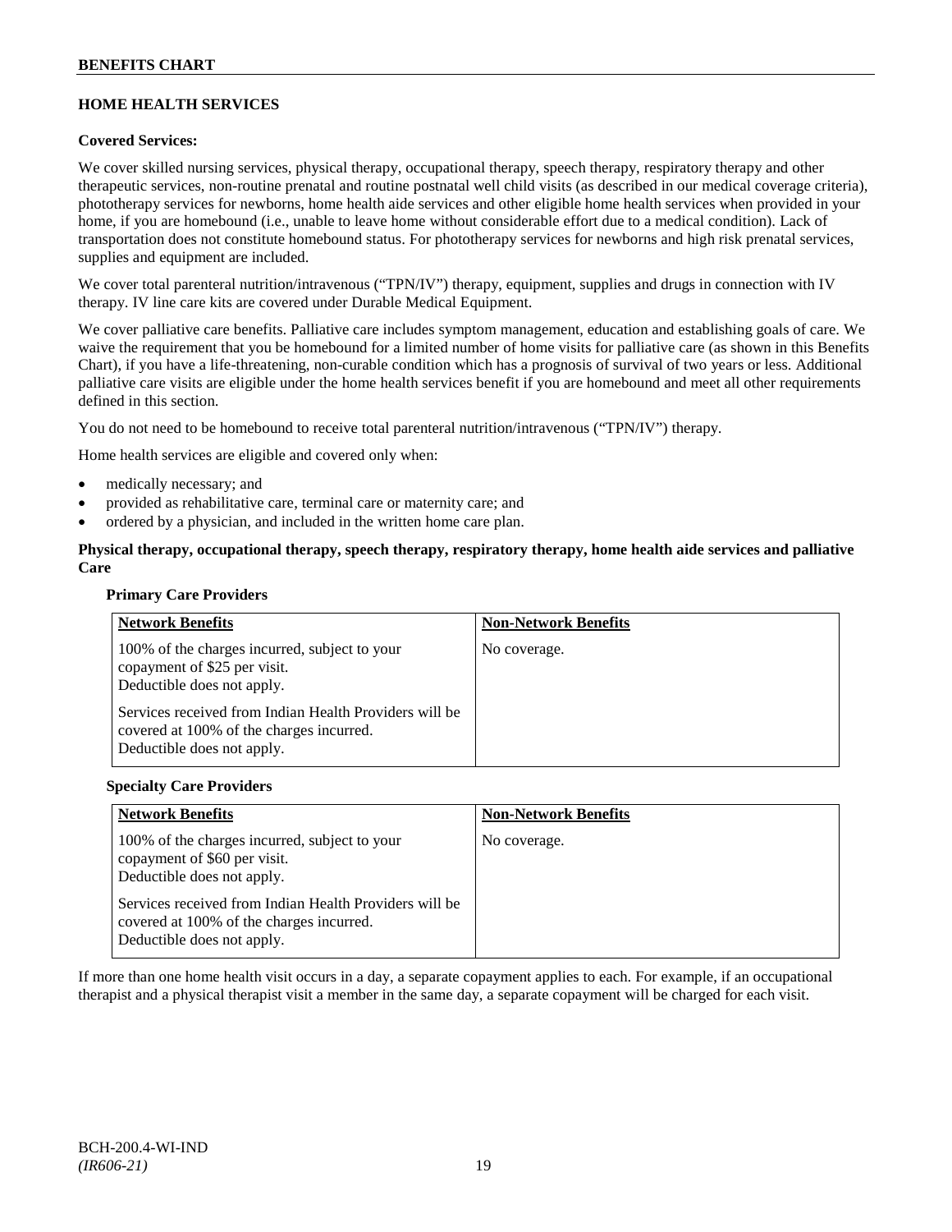## HOME HEALTH SERVICES

**Covered Services:**

We cover skilled nursing services, physical therapy, occupational therapy, speech therapy, respiratory therapy and other therapeutic services, non-routine prenatal and routine postnatal well child visits (as described in our medical coverage criteria), phototherapy services for newborns, home health aide services and other eligible home health services when provided in your home, if you are homebound (i.e., unable to leave home without considerable effort due to a medical condition). Lack of transportation does not constitute homebound status. For phototherapy services for newborns and high risk prenatal services, supplies and equipment are included.

We cover total parenteral nutrition/intravenous ("TPN/IV") therapy, equipment, supplies and drugs in connection with IV therapy. IV line care kits are covered under Durable Medical Equipment.

We cover palliative care benefits. Palliative care includes symptom management, education and establishing goals of care. We waive the requirement that you be homebound for a limited number of home visits for palliative care (as shown in this Benefits Chart), if you have a life-threatening, non-curable condition which has a prognosis of survival of two years or less. Additional palliative care visits are eligible under the home health services benefit if you are homebound and meet all other requirements defined in this section.

You do not need to be homebound to receive total parenteral nutrition/intravenous ("TPN/IV") therapy.

Home health services are eligible and covered only when:

- medically necessary; and
- provided as rehabilitative care, terminal care or maternity care; and
- ordered by a physician, and included in the written home care plan.

**Physical therapy, occupational therapy, speech therapy, respiratory therapy, home health aide services and palliative Care**

**Primary Care Providers**

| Network Benefits | Non-Network Benefits |
|---|---|
| 100% of the charges incurred, subject to your copayment of $25 per visit. Deductible does not apply.<br><br>Services received from Indian Health Providers will be covered at 100% of the charges incurred. Deductible does not apply. | No coverage. |

**Specialty Care Providers**

| Network Benefits | Non-Network Benefits |
|---|---|
| 100% of the charges incurred, subject to your copayment of $60 per visit. Deductible does not apply.<br><br>Services received from Indian Health Providers will be covered at 100% of the charges incurred. Deductible does not apply. | No coverage. |

If more than one home health visit occurs in a day, a separate copayment applies to each. For example, if an occupational therapist and a physical therapist visit a member in the same day, a separate copayment will be charged for each visit.

BCH-200.4-WI-IND
*(IR606-21)*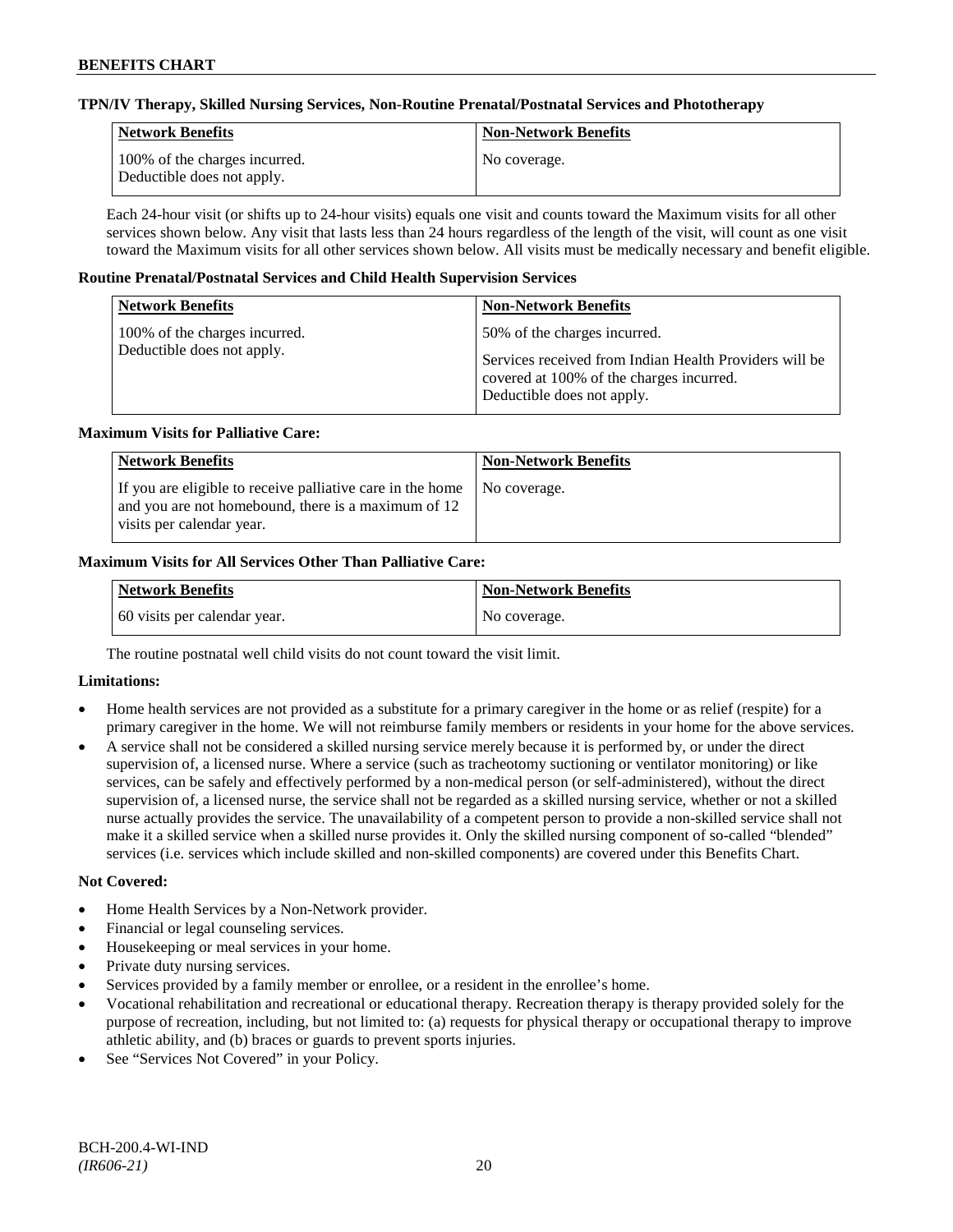**TPN/IV Therapy, Skilled Nursing Services, Non-Routine Prenatal/Postnatal Services and Phototherapy**

| Network Benefits | Non-Network Benefits |
|---|---|
| 100% of the charges incurred. Deductible does not apply. | No coverage. |

Each 24-hour visit (or shifts up to 24-hour visits) equals one visit and counts toward the Maximum visits for all other services shown below. Any visit that lasts less than 24 hours regardless of the length of the visit, will count as one visit toward the Maximum visits for all other services shown below. All visits must be medically necessary and benefit eligible.

**Routine Prenatal/Postnatal Services and Child Health Supervision Services**

| Network Benefits | Non-Network Benefits |
|---|---|
| 100% of the charges incurred. Deductible does not apply. | 50% of the charges incurred. Services received from Indian Health Providers will be covered at 100% of the charges incurred. Deductible does not apply. |

**Maximum Visits for Palliative Care:**

| Network Benefits | Non-Network Benefits |
|---|---|
| If you are eligible to receive palliative care in the home and you are not homebound, there is a maximum of 12 visits per calendar year. | No coverage. |

**Maximum Visits for All Services Other Than Palliative Care:**

| Network Benefits | Non-Network Benefits |
|---|---|
| 60 visits per calendar year. | No coverage. |

The routine postnatal well child visits do not count toward the visit limit.

**Limitations:**

- Home health services are not provided as a substitute for a primary caregiver in the home or as relief (respite) for a primary caregiver in the home. We will not reimburse family members or residents in your home for the above services.
- A service shall not be considered a skilled nursing service merely because it is performed by, or under the direct supervision of, a licensed nurse. Where a service (such as tracheotomy suctioning or ventilator monitoring) or like services, can be safely and effectively performed by a non-medical person (or self-administered), without the direct supervision of, a licensed nurse, the service shall not be regarded as a skilled nursing service, whether or not a skilled nurse actually provides the service. The unavailability of a competent person to provide a non-skilled service shall not make it a skilled service when a skilled nurse provides it. Only the skilled nursing component of so-called "blended" services (i.e. services which include skilled and non-skilled components) are covered under this Benefits Chart.

**Not Covered:**

- Home Health Services by a Non-Network provider.
- Financial or legal counseling services.
- Housekeeping or meal services in your home.
- Private duty nursing services.
- Services provided by a family member or enrollee, or a resident in the enrollee's home.
- Vocational rehabilitation and recreational or educational therapy. Recreation therapy is therapy provided solely for the purpose of recreation, including, but not limited to: (a) requests for physical therapy or occupational therapy to improve athletic ability, and (b) braces or guards to prevent sports injuries.
- See "Services Not Covered" in your Policy.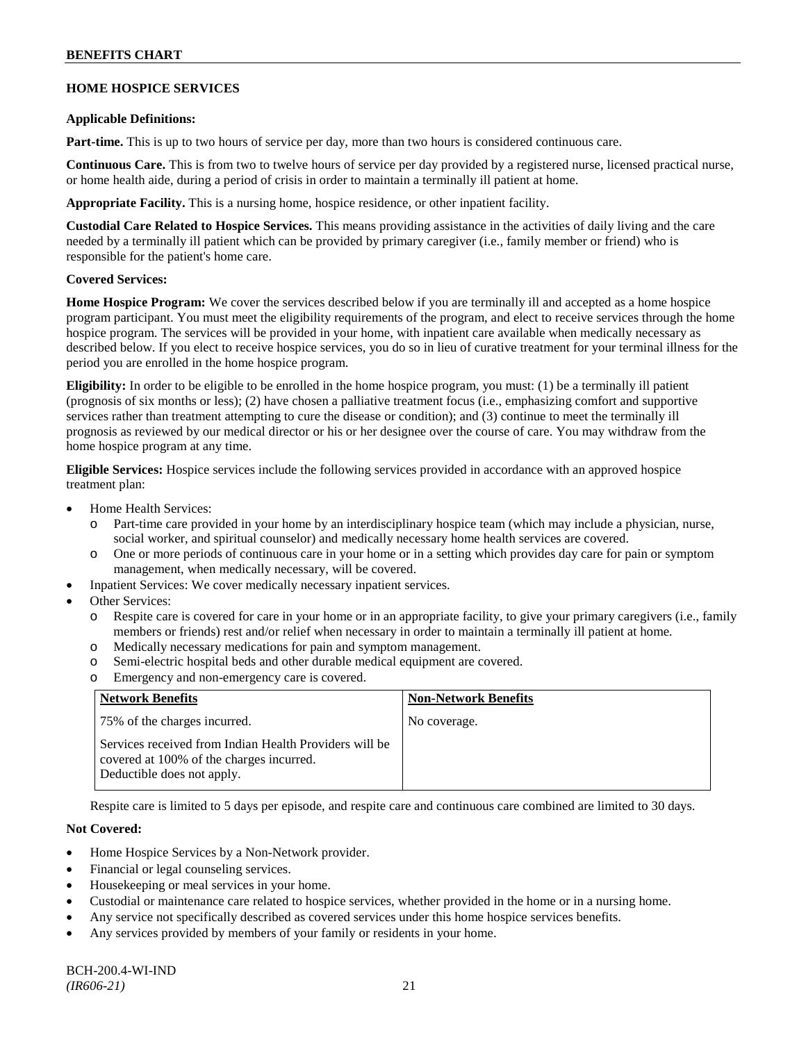## HOME HOSPICE SERVICES

**Applicable Definitions:**

**Part-time.** This is up to two hours of service per day, more than two hours is considered continuous care.

**Continuous Care.** This is from two to twelve hours of service per day provided by a registered nurse, licensed practical nurse, or home health aide, during a period of crisis in order to maintain a terminally ill patient at home.

**Appropriate Facility.** This is a nursing home, hospice residence, or other inpatient facility.

**Custodial Care Related to Hospice Services.** This means providing assistance in the activities of daily living and the care needed by a terminally ill patient which can be provided by primary caregiver (i.e., family member or friend) who is responsible for the patient's home care.

**Covered Services:**

**Home Hospice Program:** We cover the services described below if you are terminally ill and accepted as a home hospice program participant. You must meet the eligibility requirements of the program, and elect to receive services through the home hospice program. The services will be provided in your home, with inpatient care available when medically necessary as described below. If you elect to receive hospice services, you do so in lieu of curative treatment for your terminal illness for the period you are enrolled in the home hospice program.

**Eligibility:** In order to be eligible to be enrolled in the home hospice program, you must: (1) be a terminally ill patient (prognosis of six months or less); (2) have chosen a palliative treatment focus (i.e., emphasizing comfort and supportive services rather than treatment attempting to cure the disease or condition); and (3) continue to meet the terminally ill prognosis as reviewed by our medical director or his or her designee over the course of care. You may withdraw from the home hospice program at any time.

**Eligible Services:** Hospice services include the following services provided in accordance with an approved hospice treatment plan:

- Home Health Services:
  - Part-time care provided in your home by an interdisciplinary hospice team (which may include a physician, nurse, social worker, and spiritual counselor) and medically necessary home health services are covered.
  - One or more periods of continuous care in your home or in a setting which provides day care for pain or symptom management, when medically necessary, will be covered.
- Inpatient Services: We cover medically necessary inpatient services.
- Other Services:
  - Respite care is covered for care in your home or in an appropriate facility, to give your primary caregivers (i.e., family members or friends) rest and/or relief when necessary in order to maintain a terminally ill patient at home.
  - Medically necessary medications for pain and symptom management.
  - Semi-electric hospital beds and other durable medical equipment are covered.
  - Emergency and non-emergency care is covered.

| Network Benefits | Non-Network Benefits |
|---|---|
| 75% of the charges incurred.<br><br>Services received from Indian Health Providers will be covered at 100% of the charges incurred. Deductible does not apply. | No coverage. |

Respite care is limited to 5 days per episode, and respite care and continuous care combined are limited to 30 days.

**Not Covered:**

- Home Hospice Services by a Non-Network provider.
- Financial or legal counseling services.
- Housekeeping or meal services in your home.
- Custodial or maintenance care related to hospice services, whether provided in the home or in a nursing home.
- Any service not specifically described as covered services under this home hospice services benefits.
- Any services provided by members of your family or residents in your home.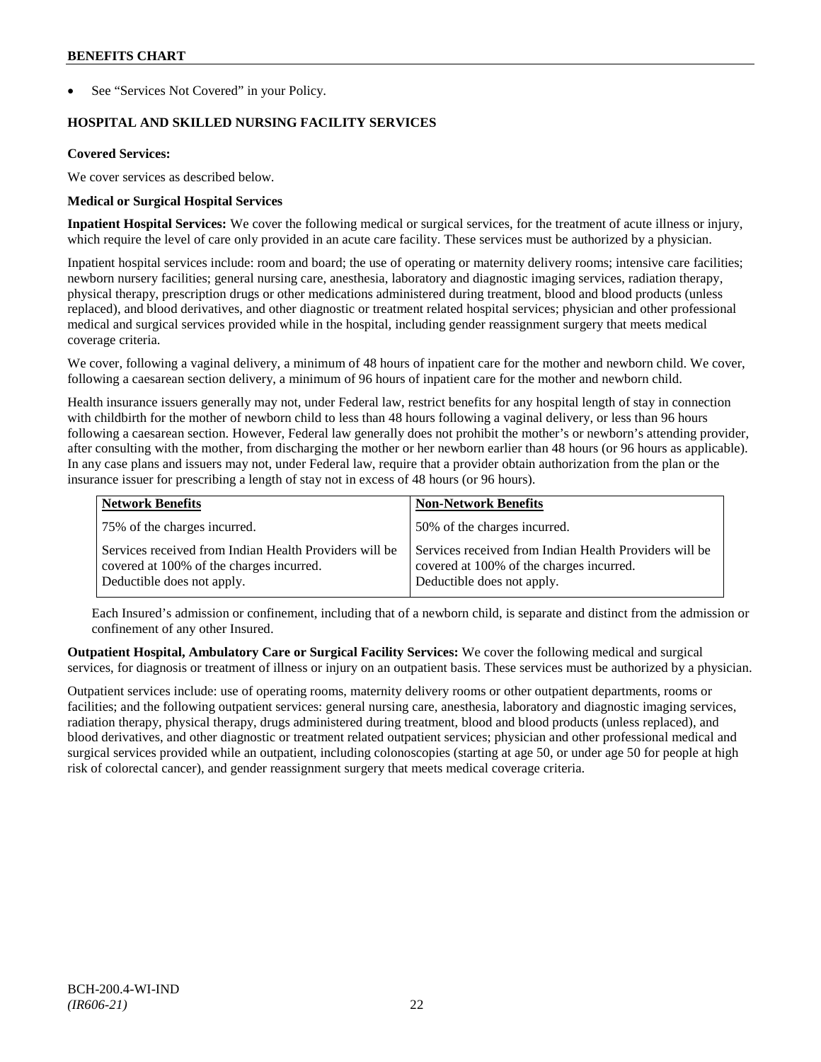- See "Services Not Covered" in your Policy.

### HOSPITAL AND SKILLED NURSING FACILITY SERVICES

**Covered Services:**

We cover services as described below.

**Medical or Surgical Hospital Services**

**Inpatient Hospital Services:** We cover the following medical or surgical services, for the treatment of acute illness or injury, which require the level of care only provided in an acute care facility. These services must be authorized by a physician.

Inpatient hospital services include: room and board; the use of operating or maternity delivery rooms; intensive care facilities; newborn nursery facilities; general nursing care, anesthesia, laboratory and diagnostic imaging services, radiation therapy, physical therapy, prescription drugs or other medications administered during treatment, blood and blood products (unless replaced), and blood derivatives, and other diagnostic or treatment related hospital services; physician and other professional medical and surgical services provided while in the hospital, including gender reassignment surgery that meets medical coverage criteria.

We cover, following a vaginal delivery, a minimum of 48 hours of inpatient care for the mother and newborn child. We cover, following a caesarean section delivery, a minimum of 96 hours of inpatient care for the mother and newborn child.

Health insurance issuers generally may not, under Federal law, restrict benefits for any hospital length of stay in connection with childbirth for the mother of newborn child to less than 48 hours following a vaginal delivery, or less than 96 hours following a caesarean section. However, Federal law generally does not prohibit the mother's or newborn's attending provider, after consulting with the mother, from discharging the mother or her newborn earlier than 48 hours (or 96 hours as applicable). In any case plans and issuers may not, under Federal law, require that a provider obtain authorization from the plan or the insurance issuer for prescribing a length of stay not in excess of 48 hours (or 96 hours).

| Network Benefits | Non-Network Benefits |
|---|---|
| 75% of the charges incurred. | 50% of the charges incurred. |
| Services received from Indian Health Providers will be covered at 100% of the charges incurred. Deductible does not apply. | Services received from Indian Health Providers will be covered at 100% of the charges incurred. Deductible does not apply. |

Each Insured's admission or confinement, including that of a newborn child, is separate and distinct from the admission or confinement of any other Insured.

**Outpatient Hospital, Ambulatory Care or Surgical Facility Services:** We cover the following medical and surgical services, for diagnosis or treatment of illness or injury on an outpatient basis. These services must be authorized by a physician.

Outpatient services include: use of operating rooms, maternity delivery rooms or other outpatient departments, rooms or facilities; and the following outpatient services: general nursing care, anesthesia, laboratory and diagnostic imaging services, radiation therapy, physical therapy, drugs administered during treatment, blood and blood products (unless replaced), and blood derivatives, and other diagnostic or treatment related outpatient services; physician and other professional medical and surgical services provided while an outpatient, including colonoscopies (starting at age 50, or under age 50 for people at high risk of colorectal cancer), and gender reassignment surgery that meets medical coverage criteria.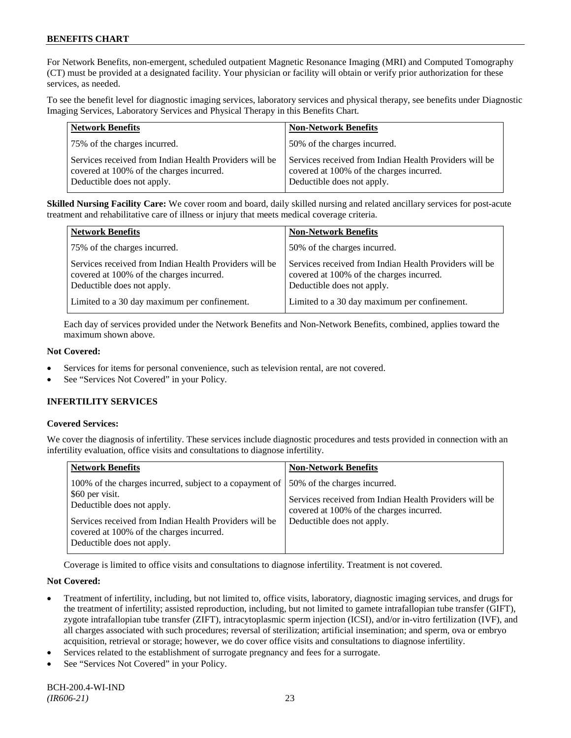For Network Benefits, non-emergent, scheduled outpatient Magnetic Resonance Imaging (MRI) and Computed Tomography (CT) must be provided at a designated facility. Your physician or facility will obtain or verify prior authorization for these services, as needed.

To see the benefit level for diagnostic imaging services, laboratory services and physical therapy, see benefits under Diagnostic Imaging Services, Laboratory Services and Physical Therapy in this Benefits Chart.

| Network Benefits | Non-Network Benefits |
|---|---|
| 75% of the charges incurred. | 50% of the charges incurred. |
| Services received from Indian Health Providers will be covered at 100% of the charges incurred. Deductible does not apply. | Services received from Indian Health Providers will be covered at 100% of the charges incurred. Deductible does not apply. |

**Skilled Nursing Facility Care:** We cover room and board, daily skilled nursing and related ancillary services for post-acute treatment and rehabilitative care of illness or injury that meets medical coverage criteria.

| Network Benefits | Non-Network Benefits |
|---|---|
| 75% of the charges incurred. | 50% of the charges incurred. |
| Services received from Indian Health Providers will be covered at 100% of the charges incurred. Deductible does not apply. | Services received from Indian Health Providers will be covered at 100% of the charges incurred. Deductible does not apply. |
| Limited to a 30 day maximum per confinement. | Limited to a 30 day maximum per confinement. |

Each day of services provided under the Network Benefits and Non-Network Benefits, combined, applies toward the maximum shown above.

**Not Covered:**

- Services for items for personal convenience, such as television rental, are not covered.
- See "Services Not Covered" in your Policy.

## INFERTILITY SERVICES

**Covered Services:**

We cover the diagnosis of infertility. These services include diagnostic procedures and tests provided in connection with an infertility evaluation, office visits and consultations to diagnose infertility.

| Network Benefits | Non-Network Benefits |
|---|---|
| 100% of the charges incurred, subject to a copayment of $60 per visit. Deductible does not apply. | 50% of the charges incurred. |
| Services received from Indian Health Providers will be covered at 100% of the charges incurred. Deductible does not apply. | Services received from Indian Health Providers will be covered at 100% of the charges incurred. Deductible does not apply. |

Coverage is limited to office visits and consultations to diagnose infertility. Treatment is not covered.

**Not Covered:**

- Treatment of infertility, including, but not limited to, office visits, laboratory, diagnostic imaging services, and drugs for the treatment of infertility; assisted reproduction, including, but not limited to gamete intrafallopian tube transfer (GIFT), zygote intrafallopian tube transfer (ZIFT), intracytoplasmic sperm injection (ICSI), and/or in-vitro fertilization (IVF), and all charges associated with such procedures; reversal of sterilization; artificial insemination; and sperm, ova or embryo acquisition, retrieval or storage; however, we do cover office visits and consultations to diagnose infertility.
- Services related to the establishment of surrogate pregnancy and fees for a surrogate.
- See "Services Not Covered" in your Policy.

BCH-200.4-WI-IND
*(IR606-21)*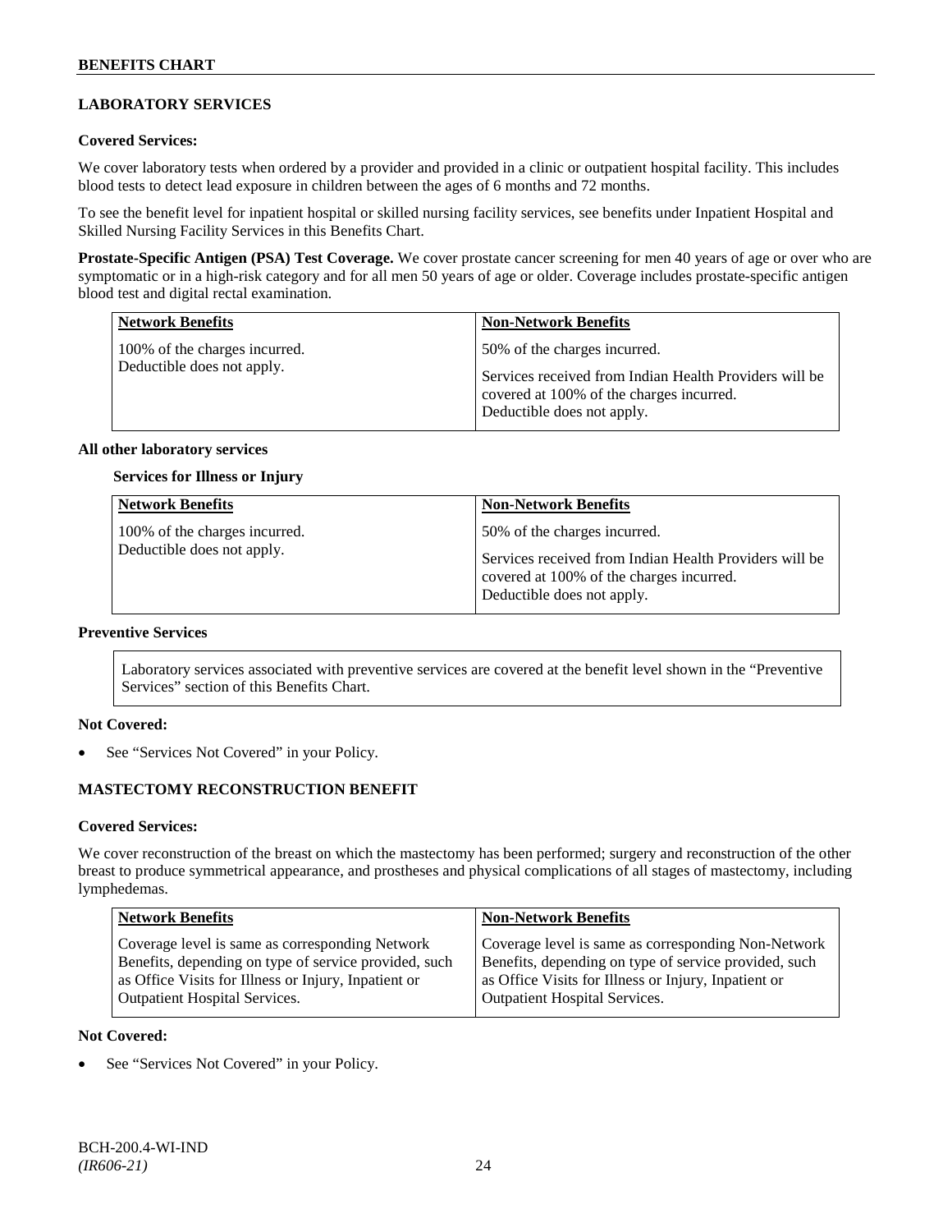## LABORATORY SERVICES

**Covered Services:**

We cover laboratory tests when ordered by a provider and provided in a clinic or outpatient hospital facility. This includes blood tests to detect lead exposure in children between the ages of 6 months and 72 months.

To see the benefit level for inpatient hospital or skilled nursing facility services, see benefits under Inpatient Hospital and Skilled Nursing Facility Services in this Benefits Chart.

**Prostate-Specific Antigen (PSA) Test Coverage.** We cover prostate cancer screening for men 40 years of age or over who are symptomatic or in a high-risk category and for all men 50 years of age or older. Coverage includes prostate-specific antigen blood test and digital rectal examination.

| Network Benefits | Non-Network Benefits |
|---|---|
| 100% of the charges incurred. Deductible does not apply. | 50% of the charges incurred. Services received from Indian Health Providers will be covered at 100% of the charges incurred. Deductible does not apply. |

**All other laboratory services**

**Services for Illness or Injury**

| Network Benefits | Non-Network Benefits |
|---|---|
| 100% of the charges incurred. Deductible does not apply. | 50% of the charges incurred. Services received from Indian Health Providers will be covered at 100% of the charges incurred. Deductible does not apply. |

**Preventive Services**

Laboratory services associated with preventive services are covered at the benefit level shown in the "Preventive Services" section of this Benefits Chart.

**Not Covered:**

- See "Services Not Covered" in your Policy.

## MASTECTOMY RECONSTRUCTION BENEFIT

**Covered Services:**

We cover reconstruction of the breast on which the mastectomy has been performed; surgery and reconstruction of the other breast to produce symmetrical appearance, and prostheses and physical complications of all stages of mastectomy, including lymphedemas.

| Network Benefits | Non-Network Benefits |
|---|---|
| Coverage level is same as corresponding Network Benefits, depending on type of service provided, such as Office Visits for Illness or Injury, Inpatient or Outpatient Hospital Services. | Coverage level is same as corresponding Non-Network Benefits, depending on type of service provided, such as Office Visits for Illness or Injury, Inpatient or Outpatient Hospital Services. |

**Not Covered:**

- See "Services Not Covered" in your Policy.

BCH-200.4-WI-IND
*(IR606-21)*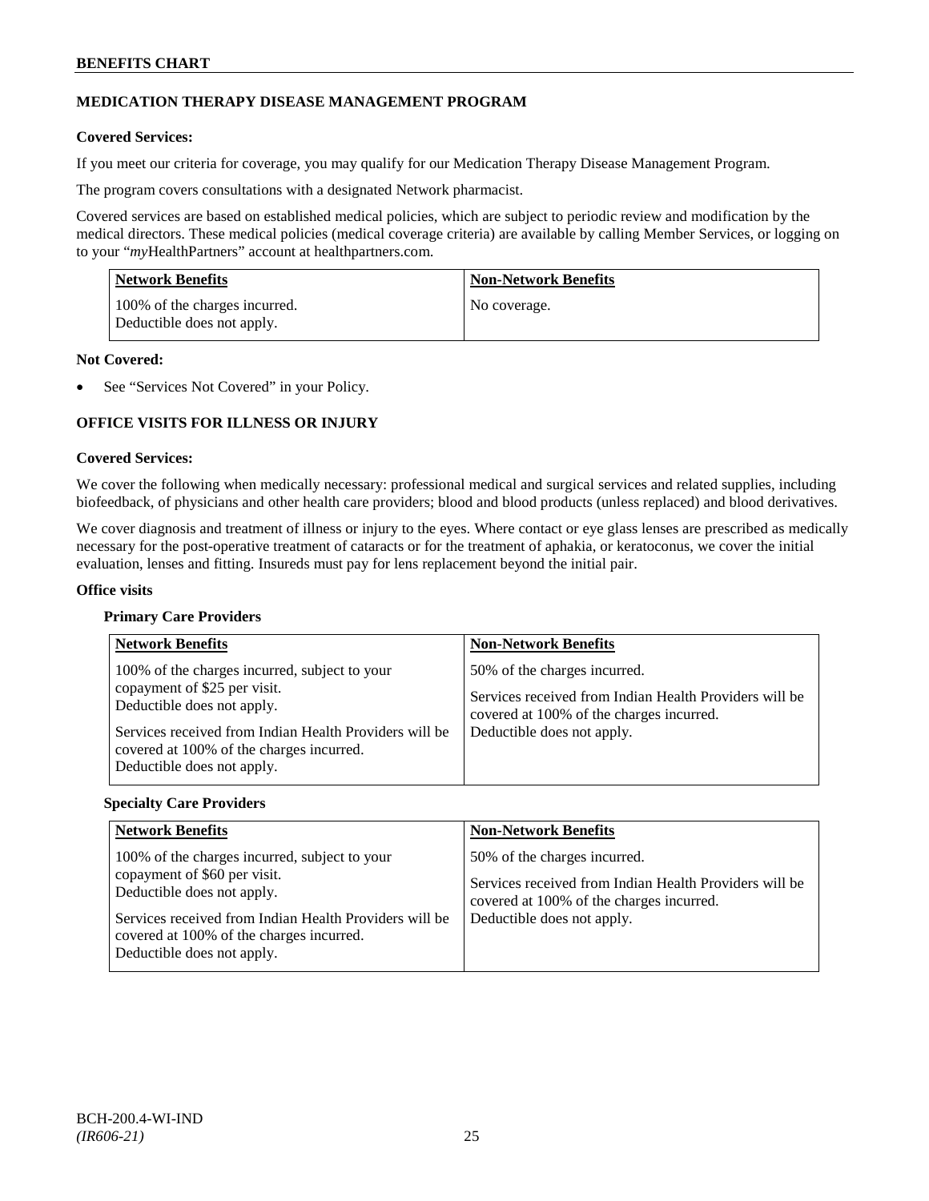## MEDICATION THERAPY DISEASE MANAGEMENT PROGRAM

**Covered Services:**

If you meet our criteria for coverage, you may qualify for our Medication Therapy Disease Management Program.

The program covers consultations with a designated Network pharmacist.

Covered services are based on established medical policies, which are subject to periodic review and modification by the medical directors. These medical policies (medical coverage criteria) are available by calling Member Services, or logging on to your "*my*HealthPartners" account at healthpartners.com.

| Network Benefits | Non-Network Benefits |
|---|---|
| 100% of the charges incurred. Deductible does not apply. | No coverage. |

**Not Covered:**

- See "Services Not Covered" in your Policy.

## OFFICE VISITS FOR ILLNESS OR INJURY

**Covered Services:**

We cover the following when medically necessary: professional medical and surgical services and related supplies, including biofeedback, of physicians and other health care providers; blood and blood products (unless replaced) and blood derivatives.

We cover diagnosis and treatment of illness or injury to the eyes. Where contact or eye glass lenses are prescribed as medically necessary for the post-operative treatment of cataracts or for the treatment of aphakia, or keratoconus, we cover the initial evaluation, lenses and fitting. Insureds must pay for lens replacement beyond the initial pair.

**Office visits**

**Primary Care Providers**

| Network Benefits | Non-Network Benefits |
|---|---|
| 100% of the charges incurred, subject to your copayment of $25 per visit. Deductible does not apply.<br><br>Services received from Indian Health Providers will be covered at 100% of the charges incurred. Deductible does not apply. | 50% of the charges incurred.<br><br>Services received from Indian Health Providers will be covered at 100% of the charges incurred. Deductible does not apply. |

**Specialty Care Providers**

| Network Benefits | Non-Network Benefits |
|---|---|
| 100% of the charges incurred, subject to your copayment of $60 per visit. Deductible does not apply.<br><br>Services received from Indian Health Providers will be covered at 100% of the charges incurred. Deductible does not apply. | 50% of the charges incurred.<br><br>Services received from Indian Health Providers will be covered at 100% of the charges incurred. Deductible does not apply. |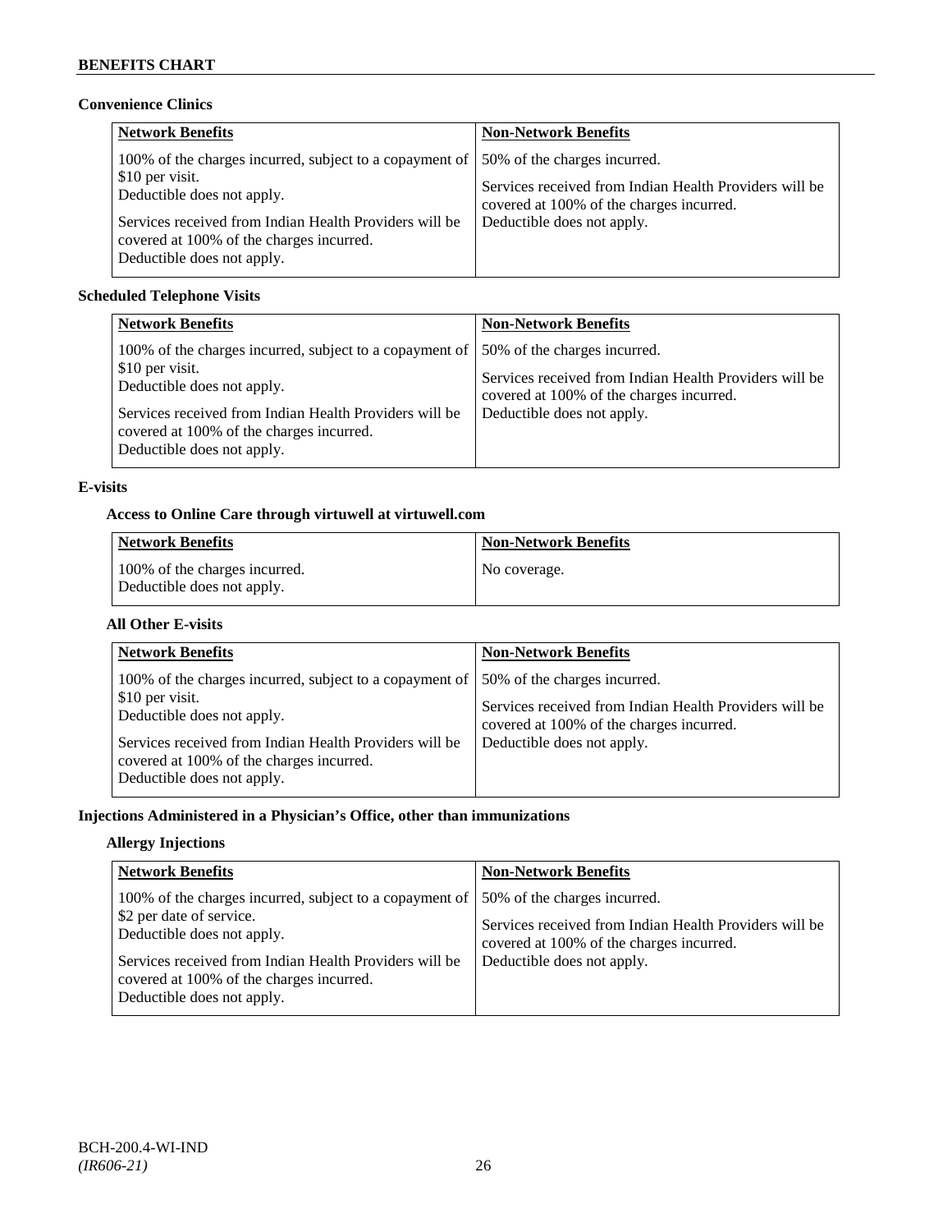### Convenience Clinics

| Network Benefits | Non-Network Benefits |
|---|---|
| 100% of the charges incurred, subject to a copayment of $10 per visit.<br>Deductible does not apply.<br><br>Services received from Indian Health Providers will be covered at 100% of the charges incurred.<br>Deductible does not apply. | 50% of the charges incurred.<br><br>Services received from Indian Health Providers will be covered at 100% of the charges incurred.<br>Deductible does not apply. |

### Scheduled Telephone Visits

| Network Benefits | Non-Network Benefits |
|---|---|
| 100% of the charges incurred, subject to a copayment of $10 per visit.<br>Deductible does not apply.<br><br>Services received from Indian Health Providers will be covered at 100% of the charges incurred.<br>Deductible does not apply. | 50% of the charges incurred.<br><br>Services received from Indian Health Providers will be covered at 100% of the charges incurred.<br>Deductible does not apply. |

### E-visits

#### Access to Online Care through virtuwell at virtuwell.com

| Network Benefits | Non-Network Benefits |
|---|---|
| 100% of the charges incurred.<br>Deductible does not apply. | No coverage. |

#### All Other E-visits

| Network Benefits | Non-Network Benefits |
|---|---|
| 100% of the charges incurred, subject to a copayment of $10 per visit.<br>Deductible does not apply.<br><br>Services received from Indian Health Providers will be covered at 100% of the charges incurred.<br>Deductible does not apply. | 50% of the charges incurred.<br><br>Services received from Indian Health Providers will be covered at 100% of the charges incurred.<br>Deductible does not apply. |

### Injections Administered in a Physician's Office, other than immunizations

#### Allergy Injections

| Network Benefits | Non-Network Benefits |
|---|---|
| 100% of the charges incurred, subject to a copayment of $2 per date of service.<br>Deductible does not apply.<br><br>Services received from Indian Health Providers will be covered at 100% of the charges incurred.<br>Deductible does not apply. | 50% of the charges incurred.<br><br>Services received from Indian Health Providers will be covered at 100% of the charges incurred.<br>Deductible does not apply. |

BCH-200.4-WI-IND
*(IR606-21)*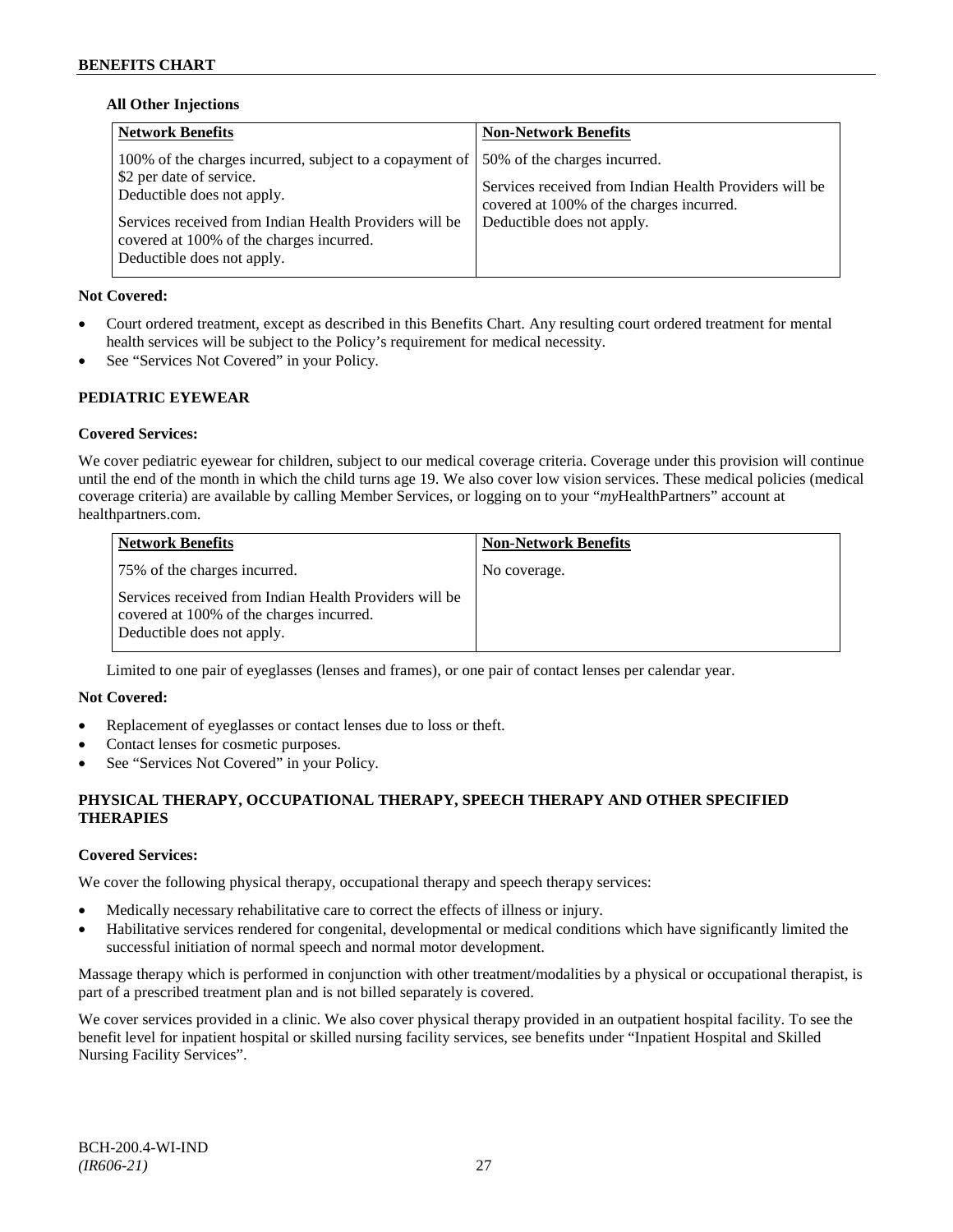**All Other Injections**

| Network Benefits | Non-Network Benefits |
|---|---|
| 100% of the charges incurred, subject to a copayment of \$2 per date of service.<br>Deductible does not apply.<br><br>Services received from Indian Health Providers will be covered at 100% of the charges incurred.<br>Deductible does not apply. | 50% of the charges incurred.<br><br>Services received from Indian Health Providers will be covered at 100% of the charges incurred.<br>Deductible does not apply. |

**Not Covered:**

- Court ordered treatment, except as described in this Benefits Chart. Any resulting court ordered treatment for mental health services will be subject to the Policy's requirement for medical necessity.
- See "Services Not Covered" in your Policy.

## PEDIATRIC EYEWEAR

**Covered Services:**

We cover pediatric eyewear for children, subject to our medical coverage criteria. Coverage under this provision will continue until the end of the month in which the child turns age 19. We also cover low vision services. These medical policies (medical coverage criteria) are available by calling Member Services, or logging on to your "*my*HealthPartners" account at healthpartners.com.

| Network Benefits | Non-Network Benefits |
|---|---|
| 75% of the charges incurred.<br><br>Services received from Indian Health Providers will be covered at 100% of the charges incurred.<br>Deductible does not apply. | No coverage. |

Limited to one pair of eyeglasses (lenses and frames), or one pair of contact lenses per calendar year.

**Not Covered:**

- Replacement of eyeglasses or contact lenses due to loss or theft.
- Contact lenses for cosmetic purposes.
- See "Services Not Covered" in your Policy.

## PHYSICAL THERAPY, OCCUPATIONAL THERAPY, SPEECH THERAPY AND OTHER SPECIFIED THERAPIES

**Covered Services:**

We cover the following physical therapy, occupational therapy and speech therapy services:

- Medically necessary rehabilitative care to correct the effects of illness or injury.
- Habilitative services rendered for congenital, developmental or medical conditions which have significantly limited the successful initiation of normal speech and normal motor development.

Massage therapy which is performed in conjunction with other treatment/modalities by a physical or occupational therapist, is part of a prescribed treatment plan and is not billed separately is covered.

We cover services provided in a clinic. We also cover physical therapy provided in an outpatient hospital facility. To see the benefit level for inpatient hospital or skilled nursing facility services, see benefits under "Inpatient Hospital and Skilled Nursing Facility Services".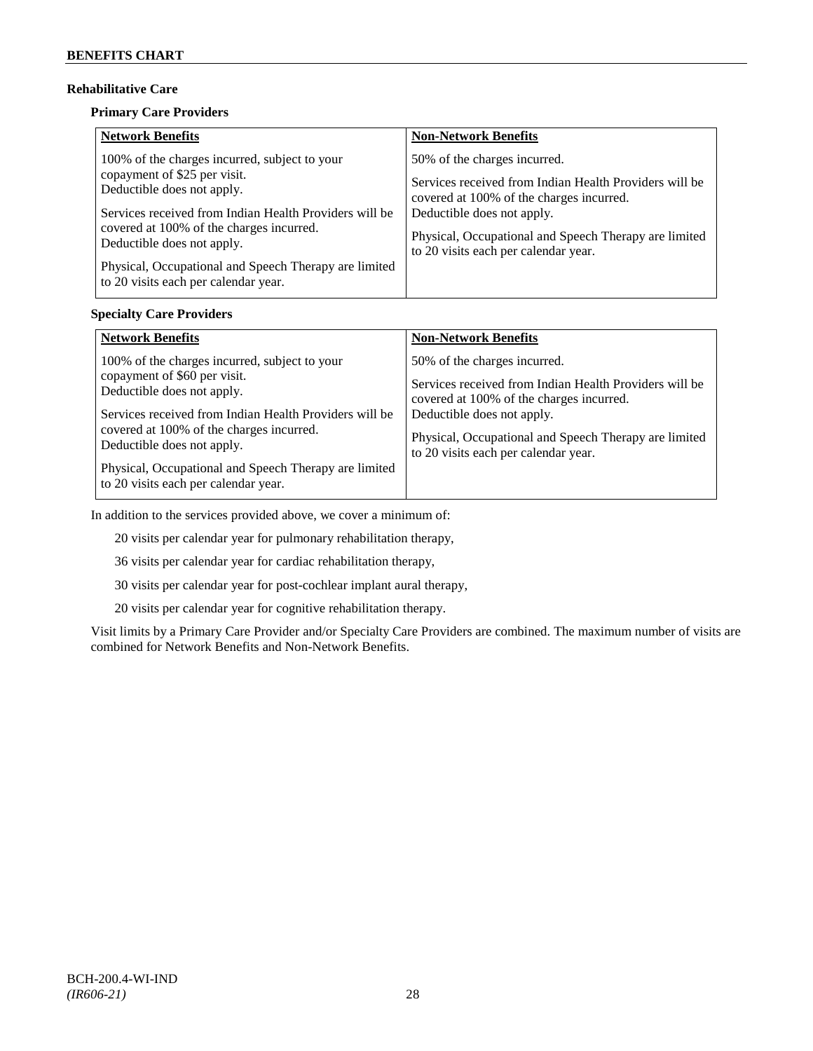## Rehabilitative Care

### Primary Care Providers

| Network Benefits | Non-Network Benefits |
|---|---|
| 100% of the charges incurred, subject to your copayment of $25 per visit. Deductible does not apply.<br><br>Services received from Indian Health Providers will be covered at 100% of the charges incurred. Deductible does not apply.<br><br>Physical, Occupational and Speech Therapy are limited to 20 visits each per calendar year. | 50% of the charges incurred.<br><br>Services received from Indian Health Providers will be covered at 100% of the charges incurred. Deductible does not apply.<br><br>Physical, Occupational and Speech Therapy are limited to 20 visits each per calendar year. |

### Specialty Care Providers

| Network Benefits | Non-Network Benefits |
|---|---|
| 100% of the charges incurred, subject to your copayment of $60 per visit. Deductible does not apply.<br><br>Services received from Indian Health Providers will be covered at 100% of the charges incurred. Deductible does not apply.<br><br>Physical, Occupational and Speech Therapy are limited to 20 visits each per calendar year. | 50% of the charges incurred.<br><br>Services received from Indian Health Providers will be covered at 100% of the charges incurred. Deductible does not apply.<br><br>Physical, Occupational and Speech Therapy are limited to 20 visits each per calendar year. |

In addition to the services provided above, we cover a minimum of:

20 visits per calendar year for pulmonary rehabilitation therapy,

36 visits per calendar year for cardiac rehabilitation therapy,

30 visits per calendar year for post-cochlear implant aural therapy,

20 visits per calendar year for cognitive rehabilitation therapy.

Visit limits by a Primary Care Provider and/or Specialty Care Providers are combined. The maximum number of visits are combined for Network Benefits and Non-Network Benefits.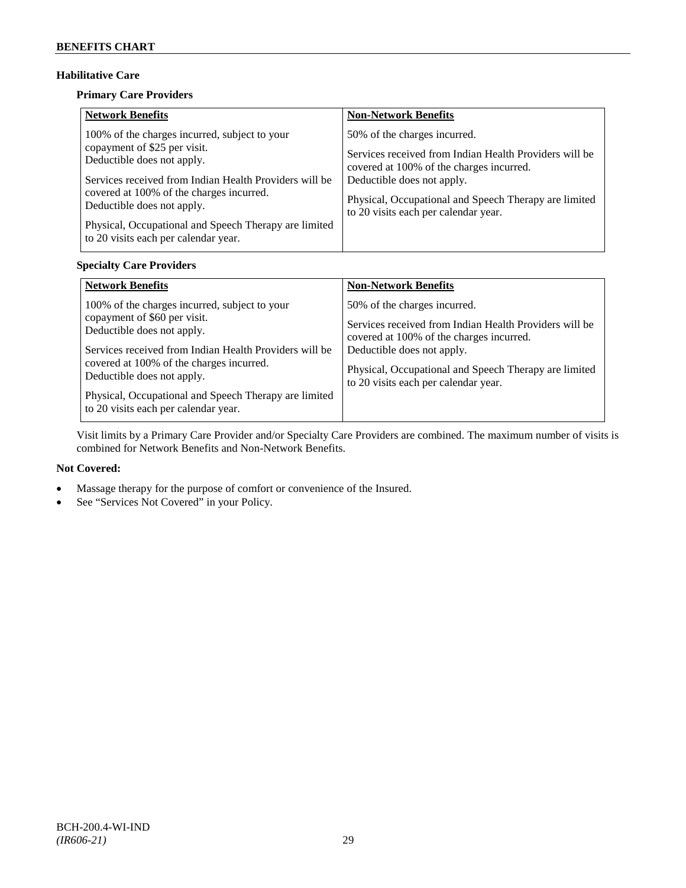## Habilitative Care

### Primary Care Providers

| Network Benefits | Non-Network Benefits |
|---|---|
| 100% of the charges incurred, subject to your copayment of $25 per visit. Deductible does not apply.<br><br>Services received from Indian Health Providers will be covered at 100% of the charges incurred. Deductible does not apply.<br><br>Physical, Occupational and Speech Therapy are limited to 20 visits each per calendar year. | 50% of the charges incurred.<br><br>Services received from Indian Health Providers will be covered at 100% of the charges incurred. Deductible does not apply.<br><br>Physical, Occupational and Speech Therapy are limited to 20 visits each per calendar year. |

### Specialty Care Providers

| Network Benefits | Non-Network Benefits |
|---|---|
| 100% of the charges incurred, subject to your copayment of $60 per visit. Deductible does not apply.<br><br>Services received from Indian Health Providers will be covered at 100% of the charges incurred. Deductible does not apply.<br><br>Physical, Occupational and Speech Therapy are limited to 20 visits each per calendar year. | 50% of the charges incurred.<br><br>Services received from Indian Health Providers will be covered at 100% of the charges incurred. Deductible does not apply.<br><br>Physical, Occupational and Speech Therapy are limited to 20 visits each per calendar year. |

Visit limits by a Primary Care Provider and/or Specialty Care Providers are combined. The maximum number of visits is combined for Network Benefits and Non-Network Benefits.

**Not Covered:**

- Massage therapy for the purpose of comfort or convenience of the Insured.
- See "Services Not Covered" in your Policy.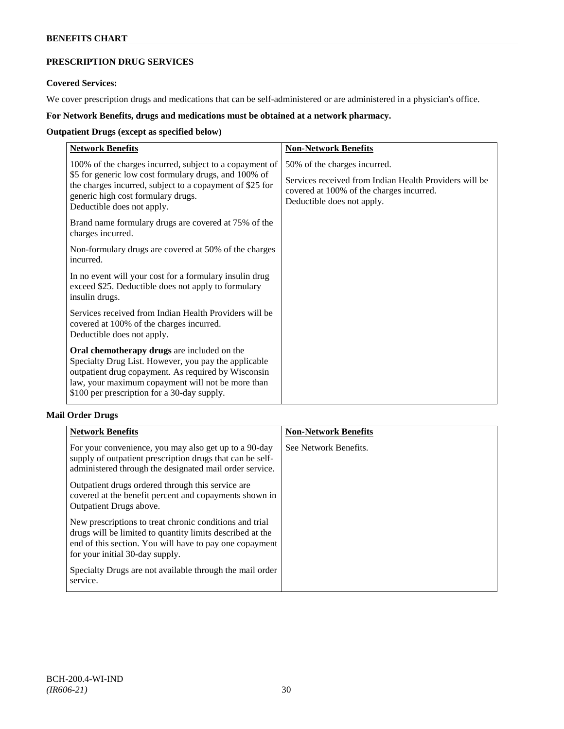## PRESCRIPTION DRUG SERVICES

### Covered Services:

We cover prescription drugs and medications that can be self-administered or are administered in a physician's office.

**For Network Benefits, drugs and medications must be obtained at a network pharmacy.**

### Outpatient Drugs (except as specified below)

| Network Benefits | Non-Network Benefits |
|---|---|
| 100% of the charges incurred, subject to a copayment of \$5 for generic low cost formulary drugs, and 100% of the charges incurred, subject to a copayment of \$25 for generic high cost formulary drugs.<br>Deductible does not apply.<br><br>Brand name formulary drugs are covered at 75% of the charges incurred.<br><br>Non-formulary drugs are covered at 50% of the charges incurred.<br><br>In no event will your cost for a formulary insulin drug exceed \$25. Deductible does not apply to formulary insulin drugs.<br><br>Services received from Indian Health Providers will be covered at 100% of the charges incurred.<br>Deductible does not apply.<br><br>**Oral chemotherapy drugs** are included on the Specialty Drug List. However, you pay the applicable outpatient drug copayment. As required by Wisconsin law, your maximum copayment will not be more than \$100 per prescription for a 30-day supply. | 50% of the charges incurred.<br><br>Services received from Indian Health Providers will be covered at 100% of the charges incurred.<br>Deductible does not apply. |

### Mail Order Drugs

| Network Benefits | Non-Network Benefits |
|---|---|
| For your convenience, you may also get up to a 90-day supply of outpatient prescription drugs that can be self-administered through the designated mail order service.<br><br>Outpatient drugs ordered through this service are covered at the benefit percent and copayments shown in Outpatient Drugs above.<br><br>New prescriptions to treat chronic conditions and trial drugs will be limited to quantity limits described at the end of this section. You will have to pay one copayment for your initial 30-day supply.<br><br>Specialty Drugs are not available through the mail order service. | See Network Benefits. |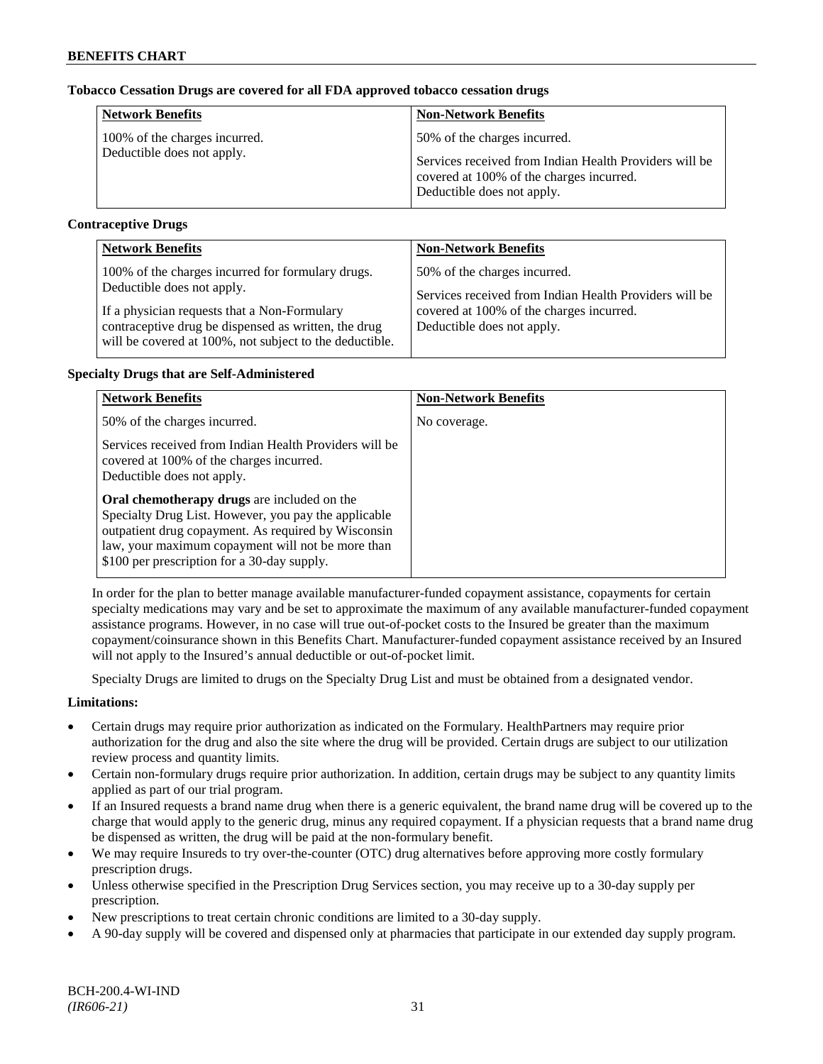**Tobacco Cessation Drugs are covered for all FDA approved tobacco cessation drugs**

| Network Benefits | Non-Network Benefits |
|---|---|
| 100% of the charges incurred. Deductible does not apply. | 50% of the charges incurred. Services received from Indian Health Providers will be covered at 100% of the charges incurred. Deductible does not apply. |

**Contraceptive Drugs**

| Network Benefits | Non-Network Benefits |
|---|---|
| 100% of the charges incurred for formulary drugs. Deductible does not apply. If a physician requests that a Non-Formulary contraceptive drug be dispensed as written, the drug will be covered at 100%, not subject to the deductible. | 50% of the charges incurred. Services received from Indian Health Providers will be covered at 100% of the charges incurred. Deductible does not apply. |

**Specialty Drugs that are Self-Administered**

| Network Benefits | Non-Network Benefits |
|---|---|
| 50% of the charges incurred. Services received from Indian Health Providers will be covered at 100% of the charges incurred. Deductible does not apply. **Oral chemotherapy drugs** are included on the Specialty Drug List. However, you pay the applicable outpatient drug copayment. As required by Wisconsin law, your maximum copayment will not be more than $100 per prescription for a 30-day supply. | No coverage. |

In order for the plan to better manage available manufacturer-funded copayment assistance, copayments for certain specialty medications may vary and be set to approximate the maximum of any available manufacturer-funded copayment assistance programs. However, in no case will true out-of-pocket costs to the Insured be greater than the maximum copayment/coinsurance shown in this Benefits Chart. Manufacturer-funded copayment assistance received by an Insured will not apply to the Insured's annual deductible or out-of-pocket limit.

Specialty Drugs are limited to drugs on the Specialty Drug List and must be obtained from a designated vendor.

**Limitations:**

- Certain drugs may require prior authorization as indicated on the Formulary. HealthPartners may require prior authorization for the drug and also the site where the drug will be provided. Certain drugs are subject to our utilization review process and quantity limits.
- Certain non-formulary drugs require prior authorization. In addition, certain drugs may be subject to any quantity limits applied as part of our trial program.
- If an Insured requests a brand name drug when there is a generic equivalent, the brand name drug will be covered up to the charge that would apply to the generic drug, minus any required copayment. If a physician requests that a brand name drug be dispensed as written, the drug will be paid at the non-formulary benefit.
- We may require Insureds to try over-the-counter (OTC) drug alternatives before approving more costly formulary prescription drugs.
- Unless otherwise specified in the Prescription Drug Services section, you may receive up to a 30-day supply per prescription.
- New prescriptions to treat certain chronic conditions are limited to a 30-day supply.
- A 90-day supply will be covered and dispensed only at pharmacies that participate in our extended day supply program.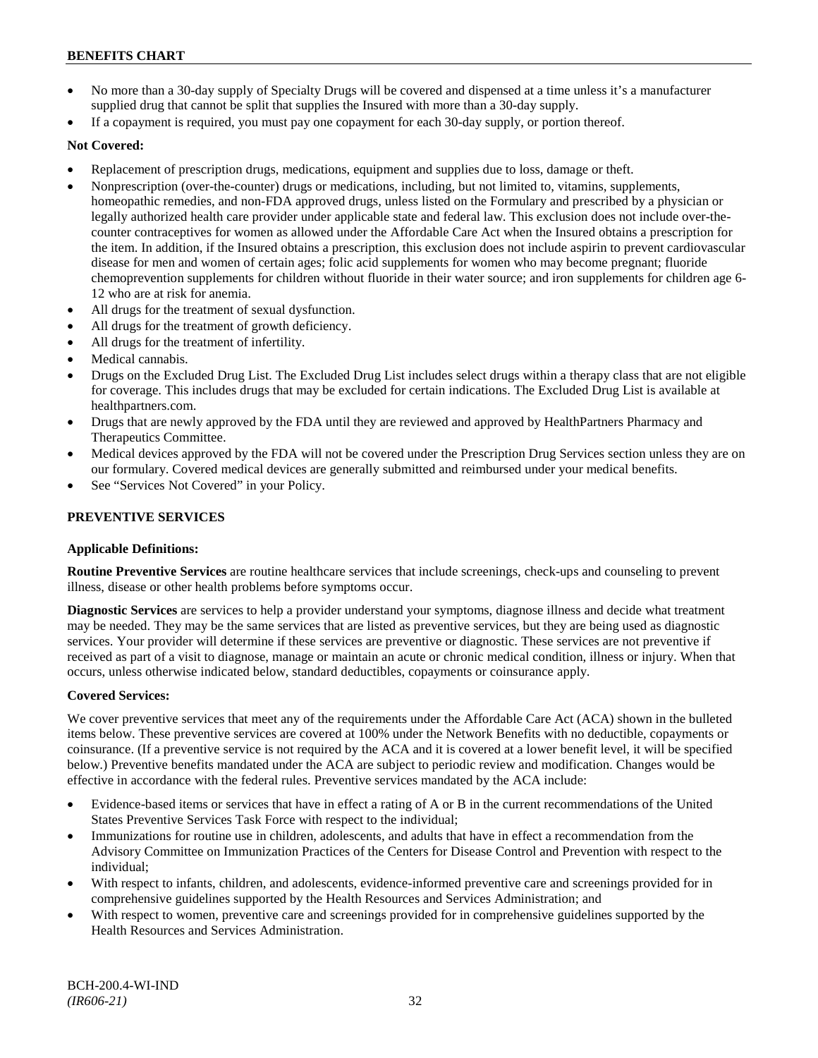- No more than a 30-day supply of Specialty Drugs will be covered and dispensed at a time unless it's a manufacturer supplied drug that cannot be split that supplies the Insured with more than a 30-day supply.
- If a copayment is required, you must pay one copayment for each 30-day supply, or portion thereof.

**Not Covered:**

- Replacement of prescription drugs, medications, equipment and supplies due to loss, damage or theft.
- Nonprescription (over-the-counter) drugs or medications, including, but not limited to, vitamins, supplements, homeopathic remedies, and non-FDA approved drugs, unless listed on the Formulary and prescribed by a physician or legally authorized health care provider under applicable state and federal law. This exclusion does not include over-the-counter contraceptives for women as allowed under the Affordable Care Act when the Insured obtains a prescription for the item. In addition, if the Insured obtains a prescription, this exclusion does not include aspirin to prevent cardiovascular disease for men and women of certain ages; folic acid supplements for women who may become pregnant; fluoride chemoprevention supplements for children without fluoride in their water source; and iron supplements for children age 6-12 who are at risk for anemia.
- All drugs for the treatment of sexual dysfunction.
- All drugs for the treatment of growth deficiency.
- All drugs for the treatment of infertility.
- Medical cannabis.
- Drugs on the Excluded Drug List. The Excluded Drug List includes select drugs within a therapy class that are not eligible for coverage. This includes drugs that may be excluded for certain indications. The Excluded Drug List is available at healthpartners.com.
- Drugs that are newly approved by the FDA until they are reviewed and approved by HealthPartners Pharmacy and Therapeutics Committee.
- Medical devices approved by the FDA will not be covered under the Prescription Drug Services section unless they are on our formulary. Covered medical devices are generally submitted and reimbursed under your medical benefits.
- See "Services Not Covered" in your Policy.

## PREVENTIVE SERVICES

**Applicable Definitions:**

**Routine Preventive Services** are routine healthcare services that include screenings, check-ups and counseling to prevent illness, disease or other health problems before symptoms occur.

**Diagnostic Services** are services to help a provider understand your symptoms, diagnose illness and decide what treatment may be needed. They may be the same services that are listed as preventive services, but they are being used as diagnostic services. Your provider will determine if these services are preventive or diagnostic. These services are not preventive if received as part of a visit to diagnose, manage or maintain an acute or chronic medical condition, illness or injury. When that occurs, unless otherwise indicated below, standard deductibles, copayments or coinsurance apply.

**Covered Services:**

We cover preventive services that meet any of the requirements under the Affordable Care Act (ACA) shown in the bulleted items below. These preventive services are covered at 100% under the Network Benefits with no deductible, copayments or coinsurance. (If a preventive service is not required by the ACA and it is covered at a lower benefit level, it will be specified below.) Preventive benefits mandated under the ACA are subject to periodic review and modification. Changes would be effective in accordance with the federal rules. Preventive services mandated by the ACA include:

- Evidence-based items or services that have in effect a rating of A or B in the current recommendations of the United States Preventive Services Task Force with respect to the individual;
- Immunizations for routine use in children, adolescents, and adults that have in effect a recommendation from the Advisory Committee on Immunization Practices of the Centers for Disease Control and Prevention with respect to the individual;
- With respect to infants, children, and adolescents, evidence-informed preventive care and screenings provided for in comprehensive guidelines supported by the Health Resources and Services Administration; and
- With respect to women, preventive care and screenings provided for in comprehensive guidelines supported by the Health Resources and Services Administration.

BCH-200.4-WI-IND
*(IR606-21)*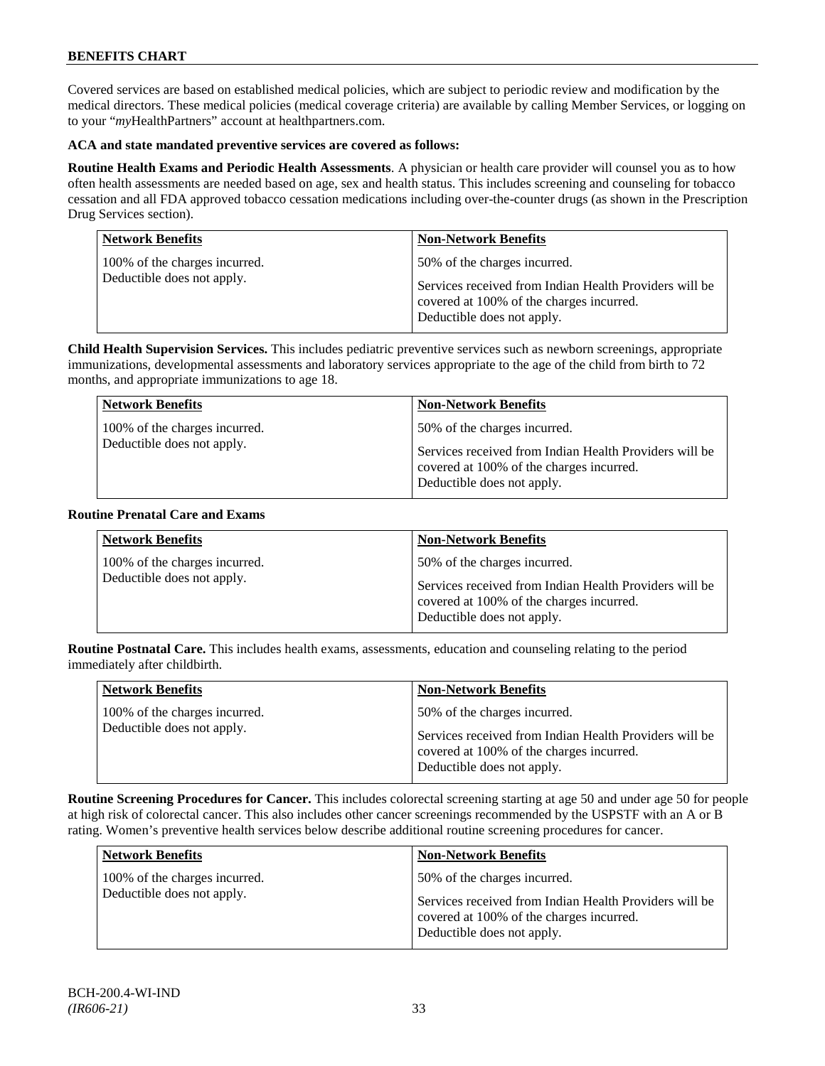Covered services are based on established medical policies, which are subject to periodic review and modification by the medical directors. These medical policies (medical coverage criteria) are available by calling Member Services, or logging on to your "*my*HealthPartners" account at healthpartners.com.

**ACA and state mandated preventive services are covered as follows:**

**Routine Health Exams and Periodic Health Assessments**. A physician or health care provider will counsel you as to how often health assessments are needed based on age, sex and health status. This includes screening and counseling for tobacco cessation and all FDA approved tobacco cessation medications including over-the-counter drugs (as shown in the Prescription Drug Services section).

| Network Benefits | Non-Network Benefits |
| --- | --- |
| 100% of the charges incurred. Deductible does not apply. | 50% of the charges incurred. Services received from Indian Health Providers will be covered at 100% of the charges incurred. Deductible does not apply. |

**Child Health Supervision Services.** This includes pediatric preventive services such as newborn screenings, appropriate immunizations, developmental assessments and laboratory services appropriate to the age of the child from birth to 72 months, and appropriate immunizations to age 18.

| Network Benefits | Non-Network Benefits |
| --- | --- |
| 100% of the charges incurred. Deductible does not apply. | 50% of the charges incurred. Services received from Indian Health Providers will be covered at 100% of the charges incurred. Deductible does not apply. |

**Routine Prenatal Care and Exams**

| Network Benefits | Non-Network Benefits |
| --- | --- |
| 100% of the charges incurred. Deductible does not apply. | 50% of the charges incurred. Services received from Indian Health Providers will be covered at 100% of the charges incurred. Deductible does not apply. |

**Routine Postnatal Care.** This includes health exams, assessments, education and counseling relating to the period immediately after childbirth.

| Network Benefits | Non-Network Benefits |
| --- | --- |
| 100% of the charges incurred. Deductible does not apply. | 50% of the charges incurred. Services received from Indian Health Providers will be covered at 100% of the charges incurred. Deductible does not apply. |

**Routine Screening Procedures for Cancer.** This includes colorectal screening starting at age 50 and under age 50 for people at high risk of colorectal cancer. This also includes other cancer screenings recommended by the USPSTF with an A or B rating. Women's preventive health services below describe additional routine screening procedures for cancer.

| Network Benefits | Non-Network Benefits |
| --- | --- |
| 100% of the charges incurred. Deductible does not apply. | 50% of the charges incurred. Services received from Indian Health Providers will be covered at 100% of the charges incurred. Deductible does not apply. |

BCH-200.4-WI-IND
*(IR606-21)*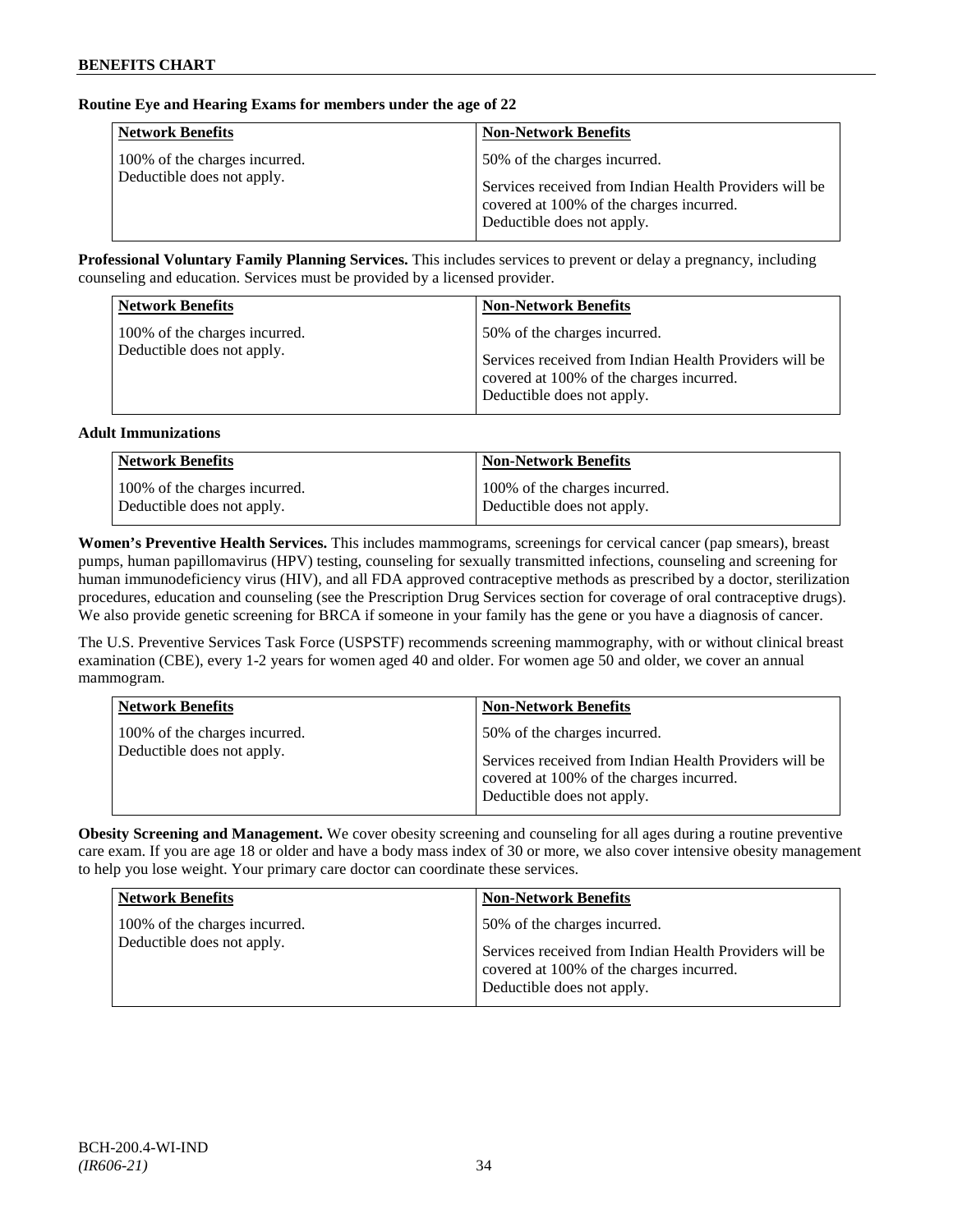**Routine Eye and Hearing Exams for members under the age of 22**

| Network Benefits | Non-Network Benefits |
|---|---|
| 100% of the charges incurred. Deductible does not apply. | 50% of the charges incurred. Services received from Indian Health Providers will be covered at 100% of the charges incurred. Deductible does not apply. |

**Professional Voluntary Family Planning Services.** This includes services to prevent or delay a pregnancy, including counseling and education. Services must be provided by a licensed provider.

| Network Benefits | Non-Network Benefits |
|---|---|
| 100% of the charges incurred. Deductible does not apply. | 50% of the charges incurred. Services received from Indian Health Providers will be covered at 100% of the charges incurred. Deductible does not apply. |

**Adult Immunizations**

| Network Benefits | Non-Network Benefits |
|---|---|
| 100% of the charges incurred. Deductible does not apply. | 100% of the charges incurred. Deductible does not apply. |

**Women's Preventive Health Services.** This includes mammograms, screenings for cervical cancer (pap smears), breast pumps, human papillomavirus (HPV) testing, counseling for sexually transmitted infections, counseling and screening for human immunodeficiency virus (HIV), and all FDA approved contraceptive methods as prescribed by a doctor, sterilization procedures, education and counseling (see the Prescription Drug Services section for coverage of oral contraceptive drugs). We also provide genetic screening for BRCA if someone in your family has the gene or you have a diagnosis of cancer.

The U.S. Preventive Services Task Force (USPSTF) recommends screening mammography, with or without clinical breast examination (CBE), every 1-2 years for women aged 40 and older. For women age 50 and older, we cover an annual mammogram.

| Network Benefits | Non-Network Benefits |
|---|---|
| 100% of the charges incurred. Deductible does not apply. | 50% of the charges incurred. Services received from Indian Health Providers will be covered at 100% of the charges incurred. Deductible does not apply. |

**Obesity Screening and Management.** We cover obesity screening and counseling for all ages during a routine preventive care exam. If you are age 18 or older and have a body mass index of 30 or more, we also cover intensive obesity management to help you lose weight. Your primary care doctor can coordinate these services.

| Network Benefits | Non-Network Benefits |
|---|---|
| 100% of the charges incurred. Deductible does not apply. | 50% of the charges incurred. Services received from Indian Health Providers will be covered at 100% of the charges incurred. Deductible does not apply. |

BCH-200.4-WI-IND
*(IR606-21)*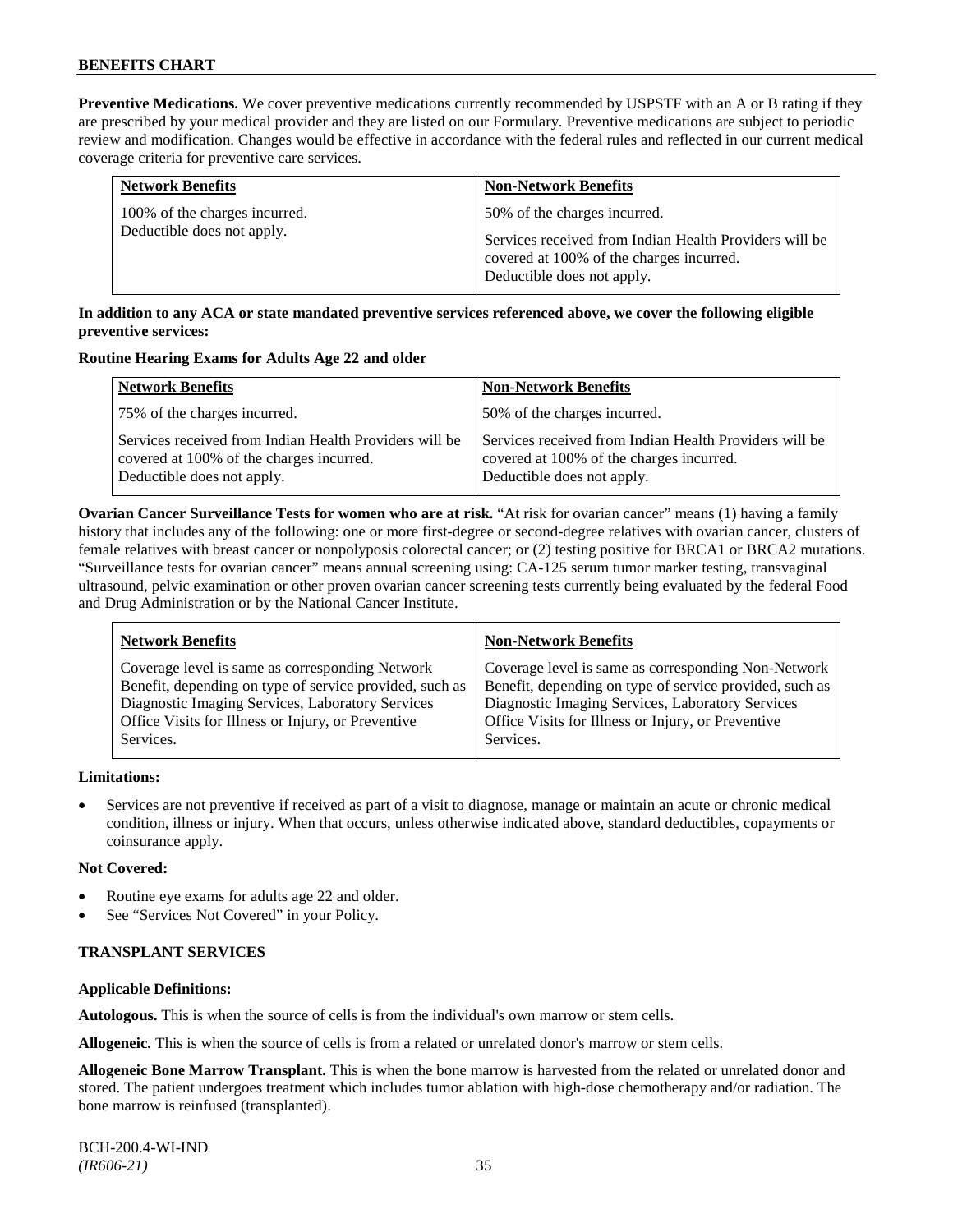**Preventive Medications.** We cover preventive medications currently recommended by USPSTF with an A or B rating if they are prescribed by your medical provider and they are listed on our Formulary. Preventive medications are subject to periodic review and modification. Changes would be effective in accordance with the federal rules and reflected in our current medical coverage criteria for preventive care services.

| Network Benefits | Non-Network Benefits |
|---|---|
| 100% of the charges incurred.<br>Deductible does not apply. | 50% of the charges incurred.<br>Services received from Indian Health Providers will be covered at 100% of the charges incurred.<br>Deductible does not apply. |

**In addition to any ACA or state mandated preventive services referenced above, we cover the following eligible preventive services:**

**Routine Hearing Exams for Adults Age 22 and older**

| Network Benefits | Non-Network Benefits |
|---|---|
| 75% of the charges incurred. | 50% of the charges incurred. |
| Services received from Indian Health Providers will be covered at 100% of the charges incurred.<br>Deductible does not apply. | Services received from Indian Health Providers will be covered at 100% of the charges incurred.<br>Deductible does not apply. |

**Ovarian Cancer Surveillance Tests for women who are at risk.** "At risk for ovarian cancer" means (1) having a family history that includes any of the following: one or more first-degree or second-degree relatives with ovarian cancer, clusters of female relatives with breast cancer or nonpolyposis colorectal cancer; or (2) testing positive for BRCA1 or BRCA2 mutations. "Surveillance tests for ovarian cancer" means annual screening using: CA-125 serum tumor marker testing, transvaginal ultrasound, pelvic examination or other proven ovarian cancer screening tests currently being evaluated by the federal Food and Drug Administration or by the National Cancer Institute.

| Network Benefits | Non-Network Benefits |
|---|---|
| Coverage level is same as corresponding Network Benefit, depending on type of service provided, such as Diagnostic Imaging Services, Laboratory Services Office Visits for Illness or Injury, or Preventive Services. | Coverage level is same as corresponding Non-Network Benefit, depending on type of service provided, such as Diagnostic Imaging Services, Laboratory Services Office Visits for Illness or Injury, or Preventive Services. |

**Limitations:**

- Services are not preventive if received as part of a visit to diagnose, manage or maintain an acute or chronic medical condition, illness or injury. When that occurs, unless otherwise indicated above, standard deductibles, copayments or coinsurance apply.

**Not Covered:**

- Routine eye exams for adults age 22 and older.
- See "Services Not Covered" in your Policy.

**TRANSPLANT SERVICES**

**Applicable Definitions:**

**Autologous.** This is when the source of cells is from the individual's own marrow or stem cells.

**Allogeneic.** This is when the source of cells is from a related or unrelated donor's marrow or stem cells.

**Allogeneic Bone Marrow Transplant.** This is when the bone marrow is harvested from the related or unrelated donor and stored. The patient undergoes treatment which includes tumor ablation with high-dose chemotherapy and/or radiation. The bone marrow is reinfused (transplanted).

BCH-200.4-WI-IND
*(IR606-21)*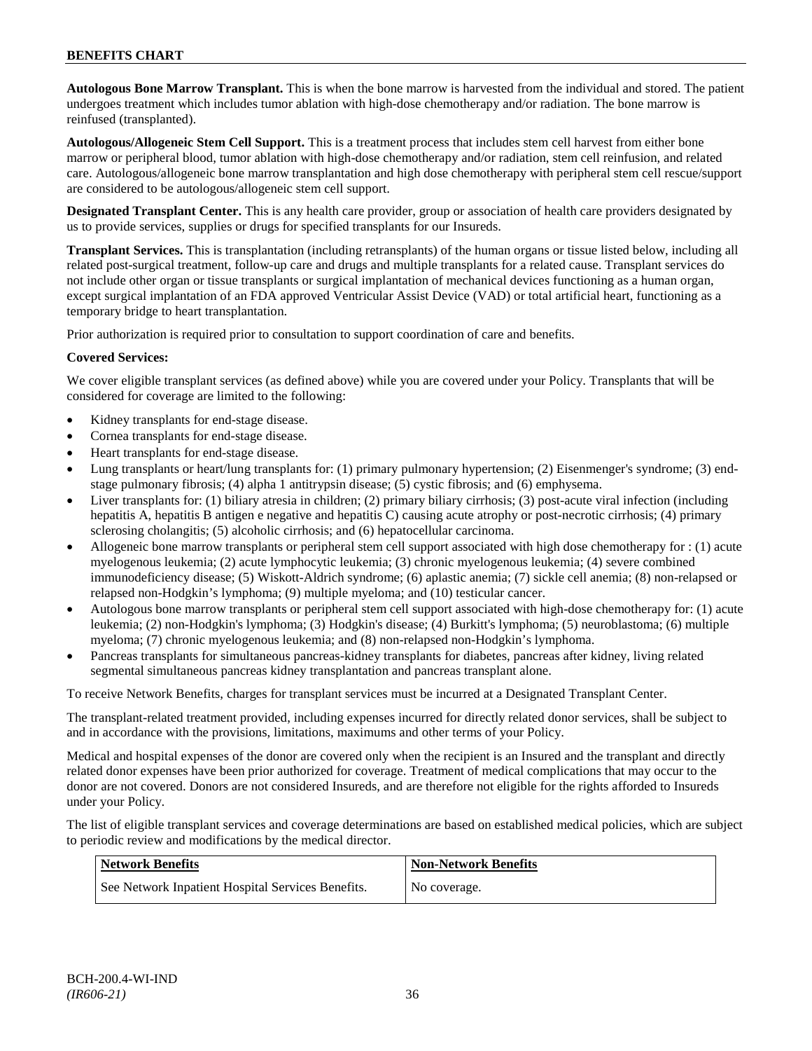**Autologous Bone Marrow Transplant.** This is when the bone marrow is harvested from the individual and stored. The patient undergoes treatment which includes tumor ablation with high-dose chemotherapy and/or radiation. The bone marrow is reinfused (transplanted).

**Autologous/Allogeneic Stem Cell Support.** This is a treatment process that includes stem cell harvest from either bone marrow or peripheral blood, tumor ablation with high-dose chemotherapy and/or radiation, stem cell reinfusion, and related care. Autologous/allogeneic bone marrow transplantation and high dose chemotherapy with peripheral stem cell rescue/support are considered to be autologous/allogeneic stem cell support.

**Designated Transplant Center.** This is any health care provider, group or association of health care providers designated by us to provide services, supplies or drugs for specified transplants for our Insureds.

**Transplant Services.** This is transplantation (including retransplants) of the human organs or tissue listed below, including all related post-surgical treatment, follow-up care and drugs and multiple transplants for a related cause. Transplant services do not include other organ or tissue transplants or surgical implantation of mechanical devices functioning as a human organ, except surgical implantation of an FDA approved Ventricular Assist Device (VAD) or total artificial heart, functioning as a temporary bridge to heart transplantation.

Prior authorization is required prior to consultation to support coordination of care and benefits.

**Covered Services:**

We cover eligible transplant services (as defined above) while you are covered under your Policy. Transplants that will be considered for coverage are limited to the following:

- Kidney transplants for end-stage disease.
- Cornea transplants for end-stage disease.
- Heart transplants for end-stage disease.
- Lung transplants or heart/lung transplants for: (1) primary pulmonary hypertension; (2) Eisenmenger's syndrome; (3) end-stage pulmonary fibrosis; (4) alpha 1 antitrypsin disease; (5) cystic fibrosis; and (6) emphysema.
- Liver transplants for: (1) biliary atresia in children; (2) primary biliary cirrhosis; (3) post-acute viral infection (including hepatitis A, hepatitis B antigen e negative and hepatitis C) causing acute atrophy or post-necrotic cirrhosis; (4) primary sclerosing cholangitis; (5) alcoholic cirrhosis; and (6) hepatocellular carcinoma.
- Allogeneic bone marrow transplants or peripheral stem cell support associated with high dose chemotherapy for : (1) acute myelogenous leukemia; (2) acute lymphocytic leukemia; (3) chronic myelogenous leukemia; (4) severe combined immunodeficiency disease; (5) Wiskott-Aldrich syndrome; (6) aplastic anemia; (7) sickle cell anemia; (8) non-relapsed or relapsed non-Hodgkin's lymphoma; (9) multiple myeloma; and (10) testicular cancer.
- Autologous bone marrow transplants or peripheral stem cell support associated with high-dose chemotherapy for: (1) acute leukemia; (2) non-Hodgkin's lymphoma; (3) Hodgkin's disease; (4) Burkitt's lymphoma; (5) neuroblastoma; (6) multiple myeloma; (7) chronic myelogenous leukemia; and (8) non-relapsed non-Hodgkin's lymphoma.
- Pancreas transplants for simultaneous pancreas-kidney transplants for diabetes, pancreas after kidney, living related segmental simultaneous pancreas kidney transplantation and pancreas transplant alone.

To receive Network Benefits, charges for transplant services must be incurred at a Designated Transplant Center.

The transplant-related treatment provided, including expenses incurred for directly related donor services, shall be subject to and in accordance with the provisions, limitations, maximums and other terms of your Policy.

Medical and hospital expenses of the donor are covered only when the recipient is an Insured and the transplant and directly related donor expenses have been prior authorized for coverage. Treatment of medical complications that may occur to the donor are not covered. Donors are not considered Insureds, and are therefore not eligible for the rights afforded to Insureds under your Policy.

The list of eligible transplant services and coverage determinations are based on established medical policies, which are subject to periodic review and modifications by the medical director.

| Network Benefits | Non-Network Benefits |
|---|---|
| See Network Inpatient Hospital Services Benefits. | No coverage. |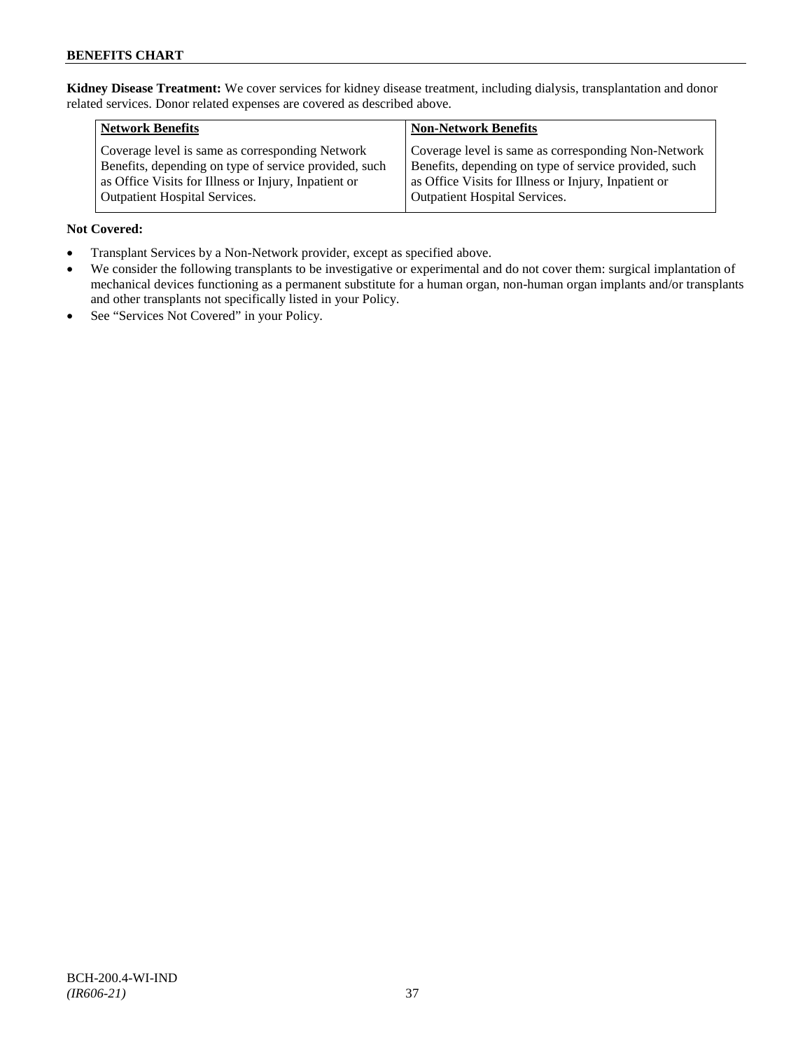**Kidney Disease Treatment:** We cover services for kidney disease treatment, including dialysis, transplantation and donor related services. Donor related expenses are covered as described above.

| Network Benefits | Non-Network Benefits |
| --- | --- |
| Coverage level is same as corresponding Network Benefits, depending on type of service provided, such as Office Visits for Illness or Injury, Inpatient or Outpatient Hospital Services. | Coverage level is same as corresponding Non-Network Benefits, depending on type of service provided, such as Office Visits for Illness or Injury, Inpatient or Outpatient Hospital Services. |

**Not Covered:**

- Transplant Services by a Non-Network provider, except as specified above.
- We consider the following transplants to be investigative or experimental and do not cover them: surgical implantation of mechanical devices functioning as a permanent substitute for a human organ, non-human organ implants and/or transplants and other transplants not specifically listed in your Policy.
- See "Services Not Covered" in your Policy.

BCH-200.4-WI-IND
*(IR606-21)*